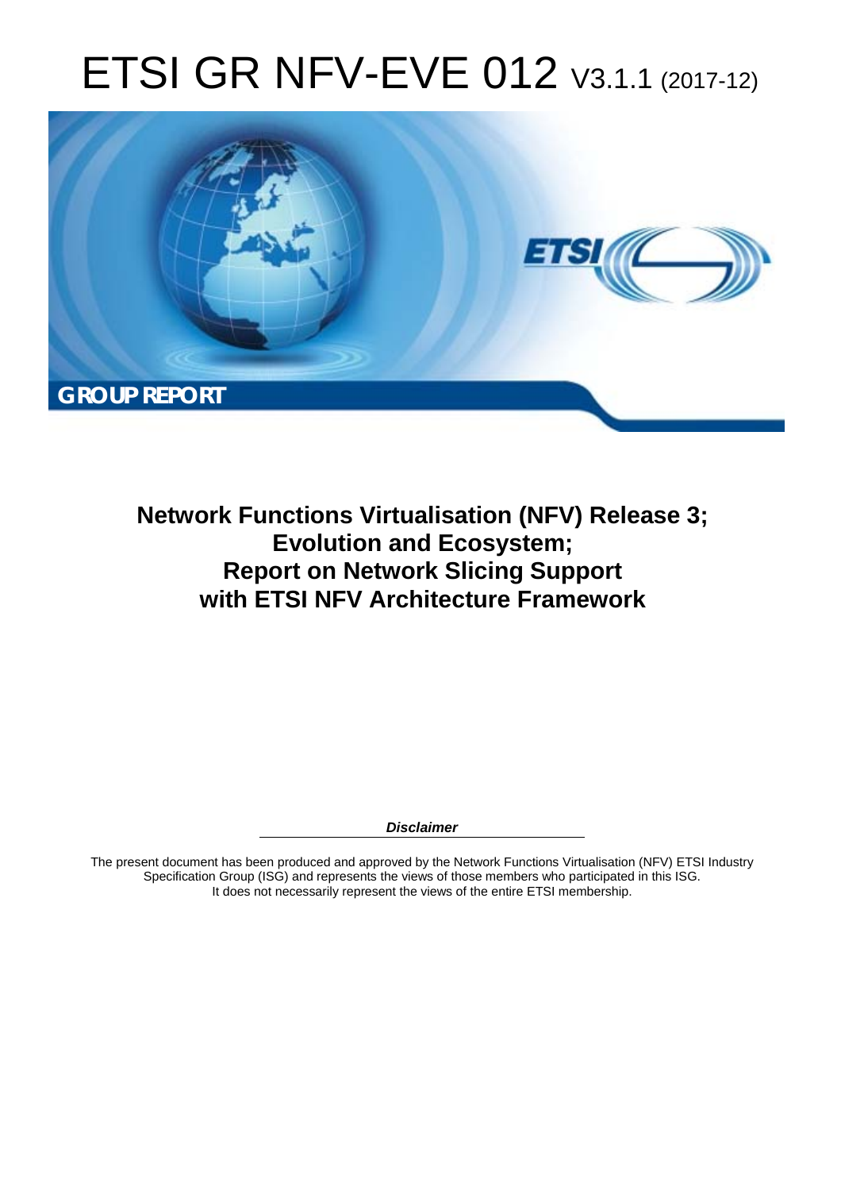# ETSI GR NFV-EVE 012 V3.1.1 (2017-12)

**GROUP REPORT**

## Network Functions Virtualisation (NFV) Release 3; Evolution and Ecosystem; Report on Network Slicing Support with ETSI NFV Architecture Framework

***Disclaimer***

The present document has been produced and approved by the Network Functions Virtualisation (NFV) ETSI Industry Specification Group (ISG) and represents the views of those members who participated in this ISG.
It does not necessarily represent the views of the entire ETSI membership.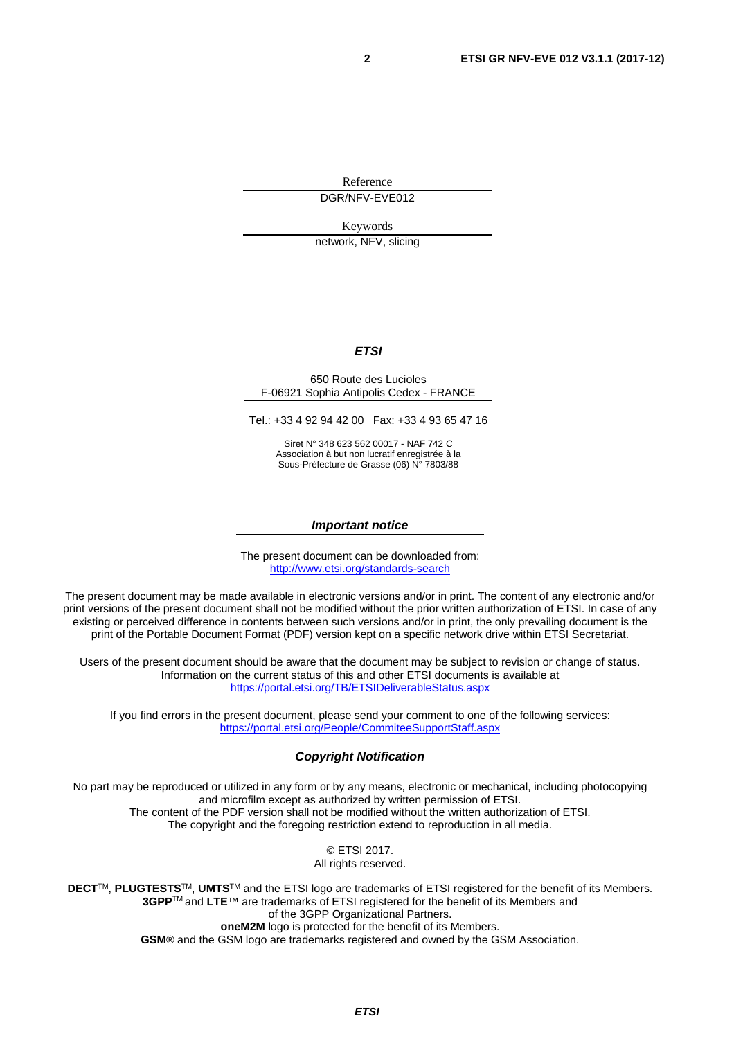Reference

DGR/NFV-EVE012

Keywords

network, NFV, slicing

***ETSI***

650 Route des Lucioles
F-06921 Sophia Antipolis Cedex - FRANCE

Tel.: +33 4 92 94 42 00 Fax: +33 4 93 65 47 16

Siret N° 348 623 562 00017 - NAF 742 C
Association à but non lucratif enregistrée à la
Sous-Préfecture de Grasse (06) N° 7803/88

***Important notice***

The present document can be downloaded from:
http://www.etsi.org/standards-search

The present document may be made available in electronic versions and/or in print. The content of any electronic and/or print versions of the present document shall not be modified without the prior written authorization of ETSI. In case of any existing or perceived difference in contents between such versions and/or in print, the only prevailing document is the print of the Portable Document Format (PDF) version kept on a specific network drive within ETSI Secretariat.

Users of the present document should be aware that the document may be subject to revision or change of status. Information on the current status of this and other ETSI documents is available at
https://portal.etsi.org/TB/ETSIDeliverableStatus.aspx

If you find errors in the present document, please send your comment to one of the following services:
https://portal.etsi.org/People/CommiteeSupportStaff.aspx

***Copyright Notification***

No part may be reproduced or utilized in any form or by any means, electronic or mechanical, including photocopying and microfilm except as authorized by written permission of ETSI.
The content of the PDF version shall not be modified without the written authorization of ETSI.
The copyright and the foregoing restriction extend to reproduction in all media.

© ETSI 2017.
All rights reserved.

**DECT**™, **PLUGTESTS**™, **UMTS**™ and the ETSI logo are trademarks of ETSI registered for the benefit of its Members.
**3GPP**™ and **LTE**™ are trademarks of ETSI registered for the benefit of its Members and of the 3GPP Organizational Partners.
**oneM2M** logo is protected for the benefit of its Members.
**GSM**® and the GSM logo are trademarks registered and owned by the GSM Association.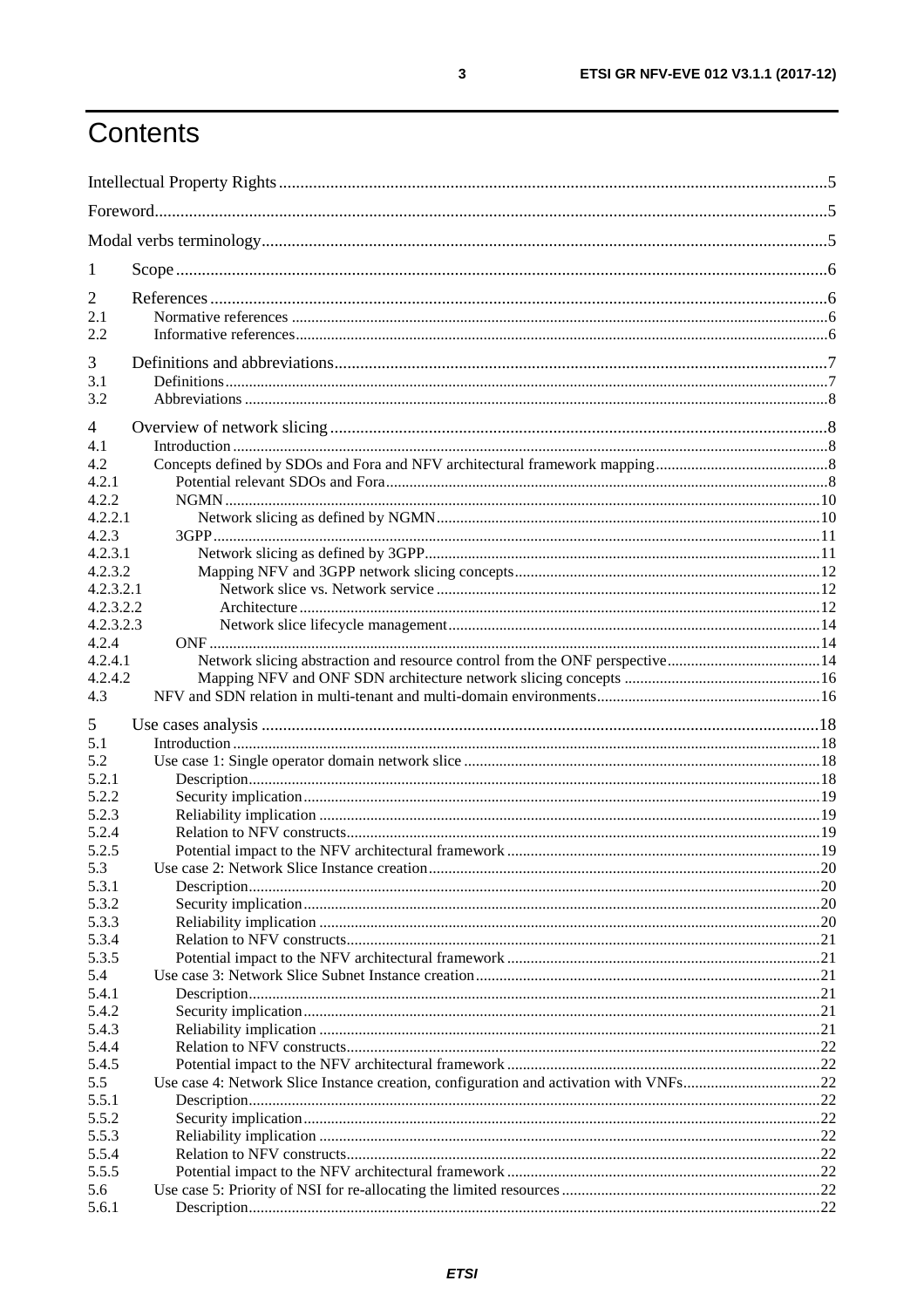# Contents

Intellectual Property Rights ....................................................................................................................5

Foreword.....................................................................................................................................................5

Modal verbs terminology...........................................................................................................................5

1 Scope .......................................................................................................................................................6

2 References ...............................................................................................................................................6

2.1 Normative references ..............................................................................................................................6

2.2 Informative references............................................................................................................................6

3 Definitions and abbreviations..................................................................................................................7

3.1 Definitions...............................................................................................................................................7

3.2 Abbreviations ..........................................................................................................................................8

4 Overview of network slicing ...................................................................................................................8

4.1 Introduction .............................................................................................................................................8

4.2 Concepts defined by SDOs and Fora and NFV architectural framework mapping..............................8

4.2.1 Potential relevant SDOs and Fora.......................................................................................................8

4.2.2 NGMN...................................................................................................................................................10

4.2.2.1 Network slicing as defined by NGMN............................................................................................10

4.2.3 3GPP......................................................................................................................................................11

4.2.3.1 Network slicing as defined by 3GPP...............................................................................................11

4.2.3.2 Mapping NFV and 3GPP network slicing concepts.........................................................................12

4.2.3.2.1 Network slice vs. Network service ..............................................................................................12

4.2.3.2.2 Architecture ...................................................................................................................................12

4.2.3.2.3 Network slice lifecycle management.............................................................................................14

4.2.4 ONF .......................................................................................................................................................14

4.2.4.1 Network slicing abstraction and resource control from the ONF perspective...............................14

4.2.4.2 Mapping NFV and ONF SDN architecture network slicing concepts ..........................................16

4.3 NFV and SDN relation in multi-tenant and multi-domain environments.............................................16

5 Use cases analysis ..................................................................................................................................18

5.1 Introduction ............................................................................................................................................18

5.2 Use case 1: Single operator domain network slice ...............................................................................18

5.2.1 Description...........................................................................................................................................18

5.2.2 Security implication.............................................................................................................................19

5.2.3 Reliability implication .........................................................................................................................19

5.2.4 Relation to NFV constructs..................................................................................................................19

5.2.5 Potential impact to the NFV architectural framework .......................................................................19

5.3 Use case 2: Network Slice Instance creation..........................................................................................20

5.3.1 Description...........................................................................................................................................20

5.3.2 Security implication.............................................................................................................................20

5.3.3 Reliability implication .........................................................................................................................20

5.3.4 Relation to NFV constructs..................................................................................................................21

5.3.5 Potential impact to the NFV architectural framework .......................................................................21

5.4 Use case 3: Network Slice Subnet Instance creation..............................................................................21

5.4.1 Description...........................................................................................................................................21

5.4.2 Security implication.............................................................................................................................21

5.4.3 Reliability implication .........................................................................................................................21

5.4.4 Relation to NFV constructs..................................................................................................................22

5.4.5 Potential impact to the NFV architectural framework .......................................................................22

5.5 Use case 4: Network Slice Instance creation, configuration and activation with VNFs........................22

5.5.1 Description...........................................................................................................................................22

5.5.2 Security implication.............................................................................................................................22

5.5.3 Reliability implication .........................................................................................................................22

5.5.4 Relation to NFV constructs..................................................................................................................22

5.5.5 Potential impact to the NFV architectural framework .......................................................................22

5.6 Use case 5: Priority of NSI for re-allocating the limited resources .....................................................22

5.6.1 Description...........................................................................................................................................22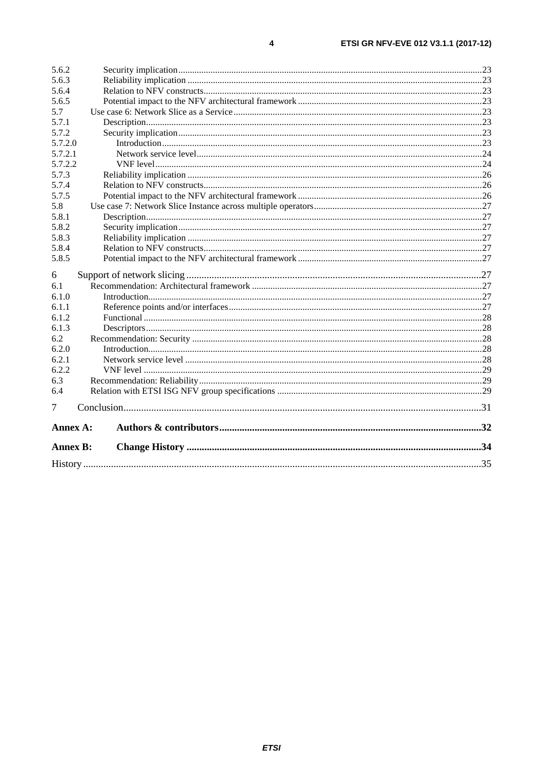5.6.2 Security implication ... 23
5.6.3 Reliability implication ... 23
5.6.4 Relation to NFV constructs ... 23
5.6.5 Potential impact to the NFV architectural framework ... 23
5.7 Use case 6: Network Slice as a Service ... 23
5.7.1 Description ... 23
5.7.2 Security implication ... 23
5.7.2.0 Introduction ... 23
5.7.2.1 Network service level ... 24
5.7.2.2 VNF level ... 24
5.7.3 Reliability implication ... 26
5.7.4 Relation to NFV constructs ... 26
5.7.5 Potential impact to the NFV architectural framework ... 26
5.8 Use case 7: Network Slice Instance across multiple operators ... 27
5.8.1 Description ... 27
5.8.2 Security implication ... 27
5.8.3 Reliability implication ... 27
5.8.4 Relation to NFV constructs ... 27
5.8.5 Potential impact to the NFV architectural framework ... 27

6 Support of network slicing ... 27
6.1 Recommendation: Architectural framework ... 27
6.1.0 Introduction ... 27
6.1.1 Reference points and/or interfaces ... 27
6.1.2 Functional ... 28
6.1.3 Descriptors ... 28
6.2 Recommendation: Security ... 28
6.2.0 Introduction ... 28
6.2.1 Network service level ... 28
6.2.2 VNF level ... 29
6.3 Recommendation: Reliability ... 29
6.4 Relation with ETSI ISG NFV group specifications ... 29

7 Conclusion ... 31

**Annex A: Authors & contributors ... 32**

**Annex B: Change History ... 34**

History ... 35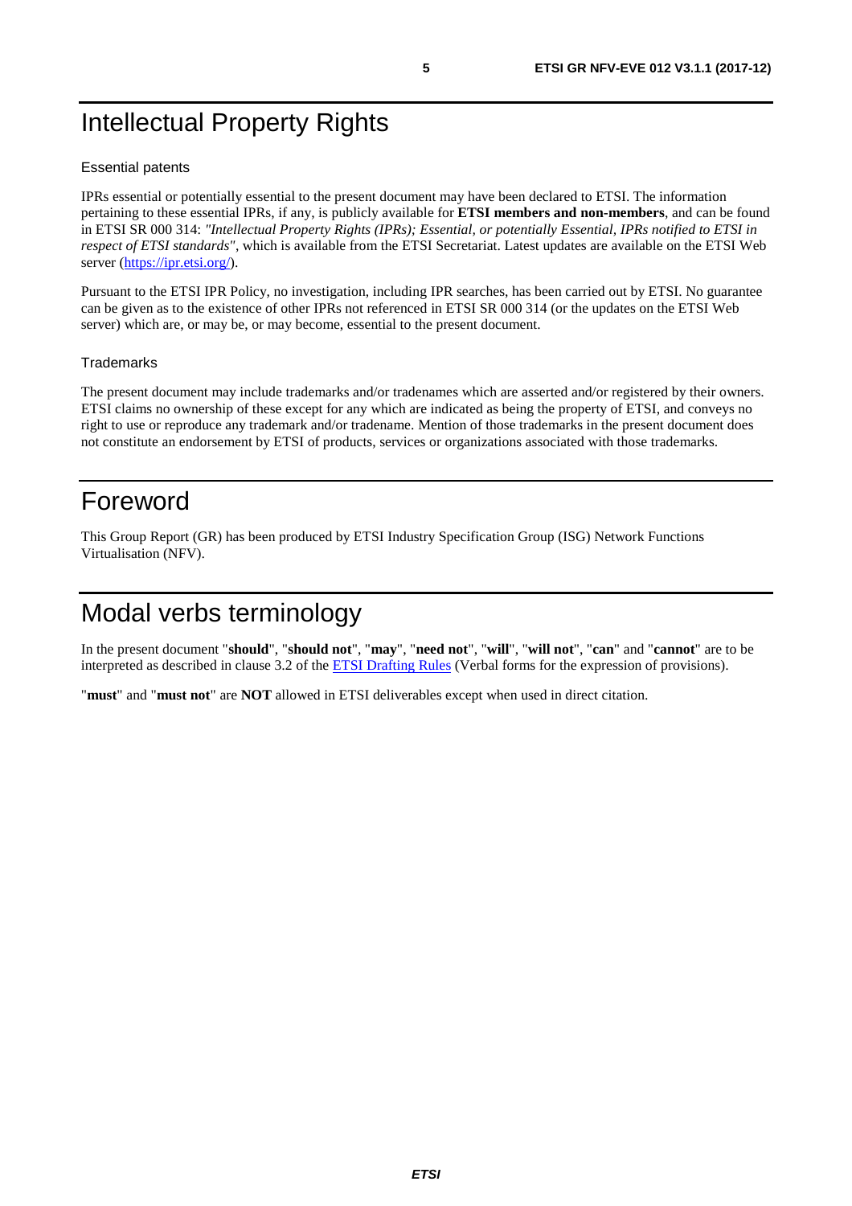# Intellectual Property Rights

## Essential patents

IPRs essential or potentially essential to the present document may have been declared to ETSI. The information pertaining to these essential IPRs, if any, is publicly available for **ETSI members and non-members**, and can be found in ETSI SR 000 314: *"Intellectual Property Rights (IPRs); Essential, or potentially Essential, IPRs notified to ETSI in respect of ETSI standards"*, which is available from the ETSI Secretariat. Latest updates are available on the ETSI Web server (https://ipr.etsi.org/).

Pursuant to the ETSI IPR Policy, no investigation, including IPR searches, has been carried out by ETSI. No guarantee can be given as to the existence of other IPRs not referenced in ETSI SR 000 314 (or the updates on the ETSI Web server) which are, or may be, or may become, essential to the present document.

## Trademarks

The present document may include trademarks and/or tradenames which are asserted and/or registered by their owners. ETSI claims no ownership of these except for any which are indicated as being the property of ETSI, and conveys no right to use or reproduce any trademark and/or tradename. Mention of those trademarks in the present document does not constitute an endorsement by ETSI of products, services or organizations associated with those trademarks.

# Foreword

This Group Report (GR) has been produced by ETSI Industry Specification Group (ISG) Network Functions Virtualisation (NFV).

# Modal verbs terminology

In the present document "**should**", "**should not**", "**may**", "**need not**", "**will**", "**will not**", "**can**" and "**cannot**" are to be interpreted as described in clause 3.2 of the ETSI Drafting Rules (Verbal forms for the expression of provisions).

"**must**" and "**must not**" are **NOT** allowed in ETSI deliverables except when used in direct citation.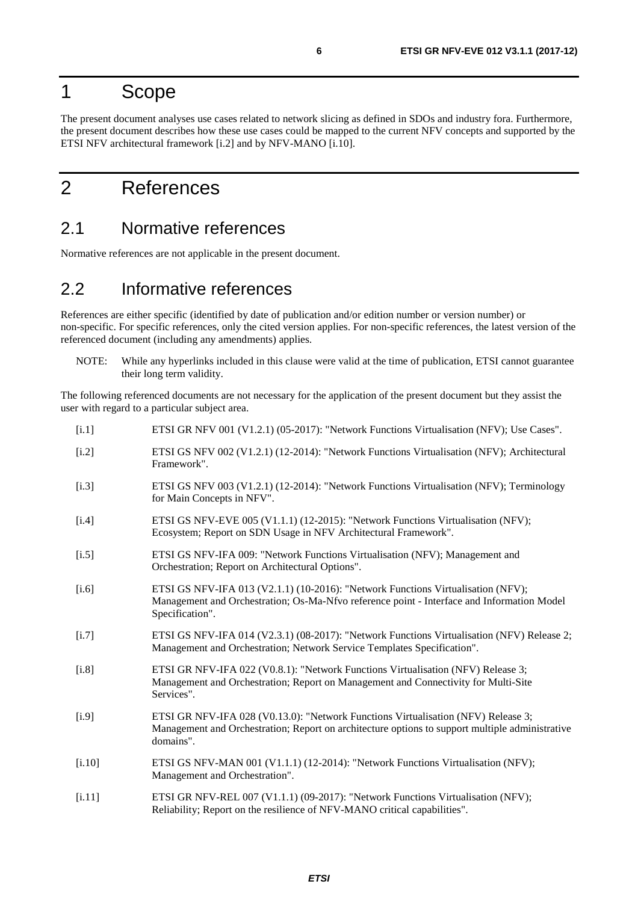# 1 Scope

The present document analyses use cases related to network slicing as defined in SDOs and industry fora. Furthermore, the present document describes how these use cases could be mapped to the current NFV concepts and supported by the ETSI NFV architectural framework [i.2] and by NFV-MANO [i.10].

# 2 References

## 2.1 Normative references

Normative references are not applicable in the present document.

## 2.2 Informative references

References are either specific (identified by date of publication and/or edition number or version number) or non-specific. For specific references, only the cited version applies. For non-specific references, the latest version of the referenced document (including any amendments) applies.

NOTE: While any hyperlinks included in this clause were valid at the time of publication, ETSI cannot guarantee their long term validity.

The following referenced documents are not necessary for the application of the present document but they assist the user with regard to a particular subject area.

- [i.1] ETSI GR NFV 001 (V1.2.1) (05-2017): "Network Functions Virtualisation (NFV); Use Cases".
- [i.2] ETSI GS NFV 002 (V1.2.1) (12-2014): "Network Functions Virtualisation (NFV); Architectural Framework".
- [i.3] ETSI GS NFV 003 (V1.2.1) (12-2014): "Network Functions Virtualisation (NFV); Terminology for Main Concepts in NFV".
- [i.4] ETSI GS NFV-EVE 005 (V1.1.1) (12-2015): "Network Functions Virtualisation (NFV); Ecosystem; Report on SDN Usage in NFV Architectural Framework".
- [i.5] ETSI GS NFV-IFA 009: "Network Functions Virtualisation (NFV); Management and Orchestration; Report on Architectural Options".
- [i.6] ETSI GS NFV-IFA 013 (V2.1.1) (10-2016): "Network Functions Virtualisation (NFV); Management and Orchestration; Os-Ma-Nfvo reference point - Interface and Information Model Specification".
- [i.7] ETSI GS NFV-IFA 014 (V2.3.1) (08-2017): "Network Functions Virtualisation (NFV) Release 2; Management and Orchestration; Network Service Templates Specification".
- [i.8] ETSI GR NFV-IFA 022 (V0.8.1): "Network Functions Virtualisation (NFV) Release 3; Management and Orchestration; Report on Management and Connectivity for Multi-Site Services".
- [i.9] ETSI GR NFV-IFA 028 (V0.13.0): "Network Functions Virtualisation (NFV) Release 3; Management and Orchestration; Report on architecture options to support multiple administrative domains".
- [i.10] ETSI GS NFV-MAN 001 (V1.1.1) (12-2014): "Network Functions Virtualisation (NFV); Management and Orchestration".
- [i.11] ETSI GR NFV-REL 007 (V1.1.1) (09-2017): "Network Functions Virtualisation (NFV); Reliability; Report on the resilience of NFV-MANO critical capabilities".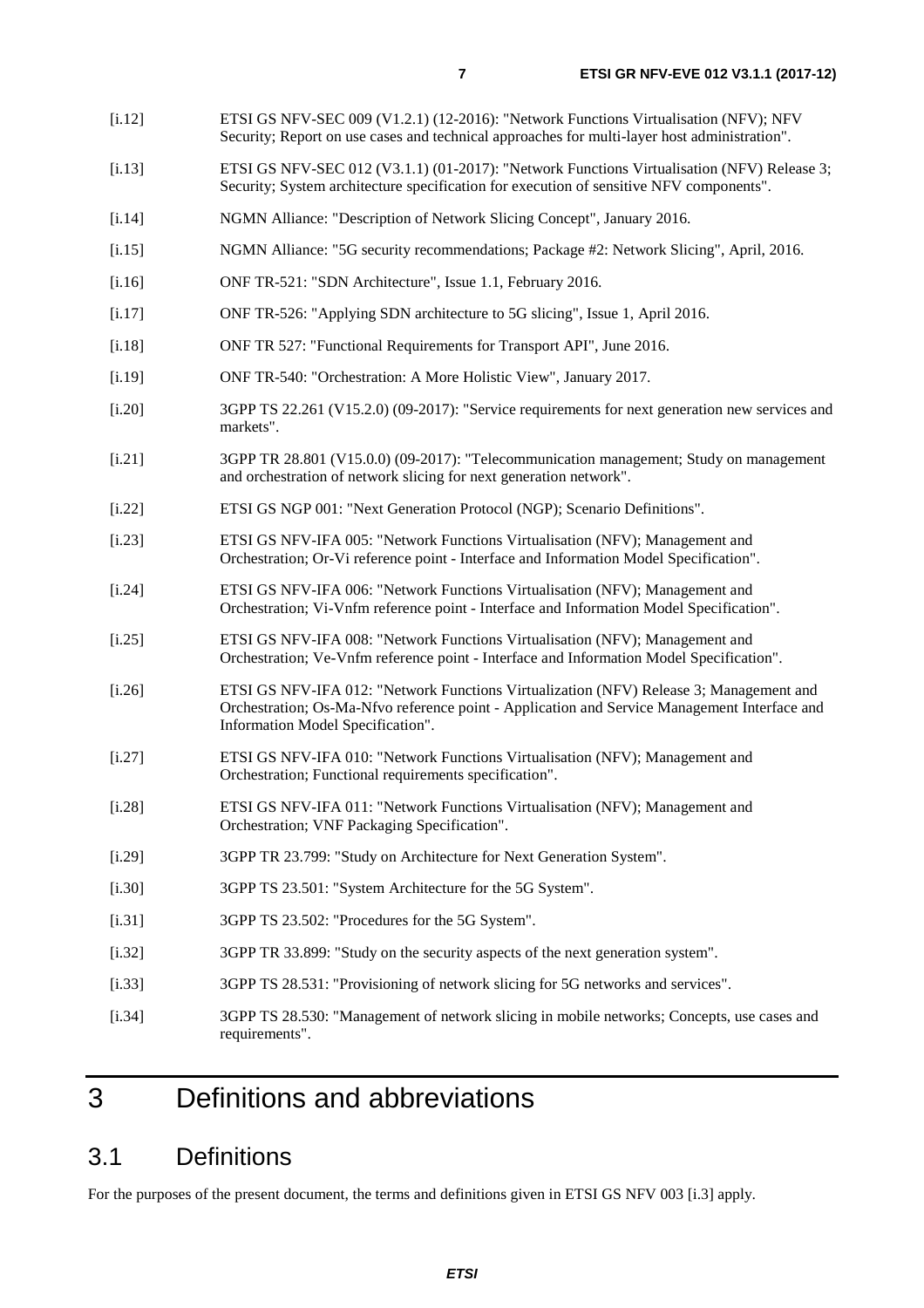[i.12] ETSI GS NFV-SEC 009 (V1.2.1) (12-2016): "Network Functions Virtualisation (NFV); NFV Security; Report on use cases and technical approaches for multi-layer host administration".

[i.13] ETSI GS NFV-SEC 012 (V3.1.1) (01-2017): "Network Functions Virtualisation (NFV) Release 3; Security; System architecture specification for execution of sensitive NFV components".

[i.14] NGMN Alliance: "Description of Network Slicing Concept", January 2016.

[i.15] NGMN Alliance: "5G security recommendations; Package #2: Network Slicing", April, 2016.

[i.16] ONF TR-521: "SDN Architecture", Issue 1.1, February 2016.

[i.17] ONF TR-526: "Applying SDN architecture to 5G slicing", Issue 1, April 2016.

[i.18] ONF TR 527: "Functional Requirements for Transport API", June 2016.

[i.19] ONF TR-540: "Orchestration: A More Holistic View", January 2017.

[i.20] 3GPP TS 22.261 (V15.2.0) (09-2017): "Service requirements for next generation new services and markets".

[i.21] 3GPP TR 28.801 (V15.0.0) (09-2017): "Telecommunication management; Study on management and orchestration of network slicing for next generation network".

[i.22] ETSI GS NGP 001: "Next Generation Protocol (NGP); Scenario Definitions".

[i.23] ETSI GS NFV-IFA 005: "Network Functions Virtualisation (NFV); Management and Orchestration; Or-Vi reference point - Interface and Information Model Specification".

[i.24] ETSI GS NFV-IFA 006: "Network Functions Virtualisation (NFV); Management and Orchestration; Vi-Vnfm reference point - Interface and Information Model Specification".

[i.25] ETSI GS NFV-IFA 008: "Network Functions Virtualisation (NFV); Management and Orchestration; Ve-Vnfm reference point - Interface and Information Model Specification".

[i.26] ETSI GS NFV-IFA 012: "Network Functions Virtualization (NFV) Release 3; Management and Orchestration; Os-Ma-Nfvo reference point - Application and Service Management Interface and Information Model Specification".

[i.27] ETSI GS NFV-IFA 010: "Network Functions Virtualisation (NFV); Management and Orchestration; Functional requirements specification".

[i.28] ETSI GS NFV-IFA 011: "Network Functions Virtualisation (NFV); Management and Orchestration; VNF Packaging Specification".

[i.29] 3GPP TR 23.799: "Study on Architecture for Next Generation System".

[i.30] 3GPP TS 23.501: "System Architecture for the 5G System".

[i.31] 3GPP TS 23.502: "Procedures for the 5G System".

[i.32] 3GPP TR 33.899: "Study on the security aspects of the next generation system".

[i.33] 3GPP TS 28.531: "Provisioning of network slicing for 5G networks and services".

[i.34] 3GPP TS 28.530: "Management of network slicing in mobile networks; Concepts, use cases and requirements".

# 3 Definitions and abbreviations

## 3.1 Definitions

For the purposes of the present document, the terms and definitions given in ETSI GS NFV 003 [i.3] apply.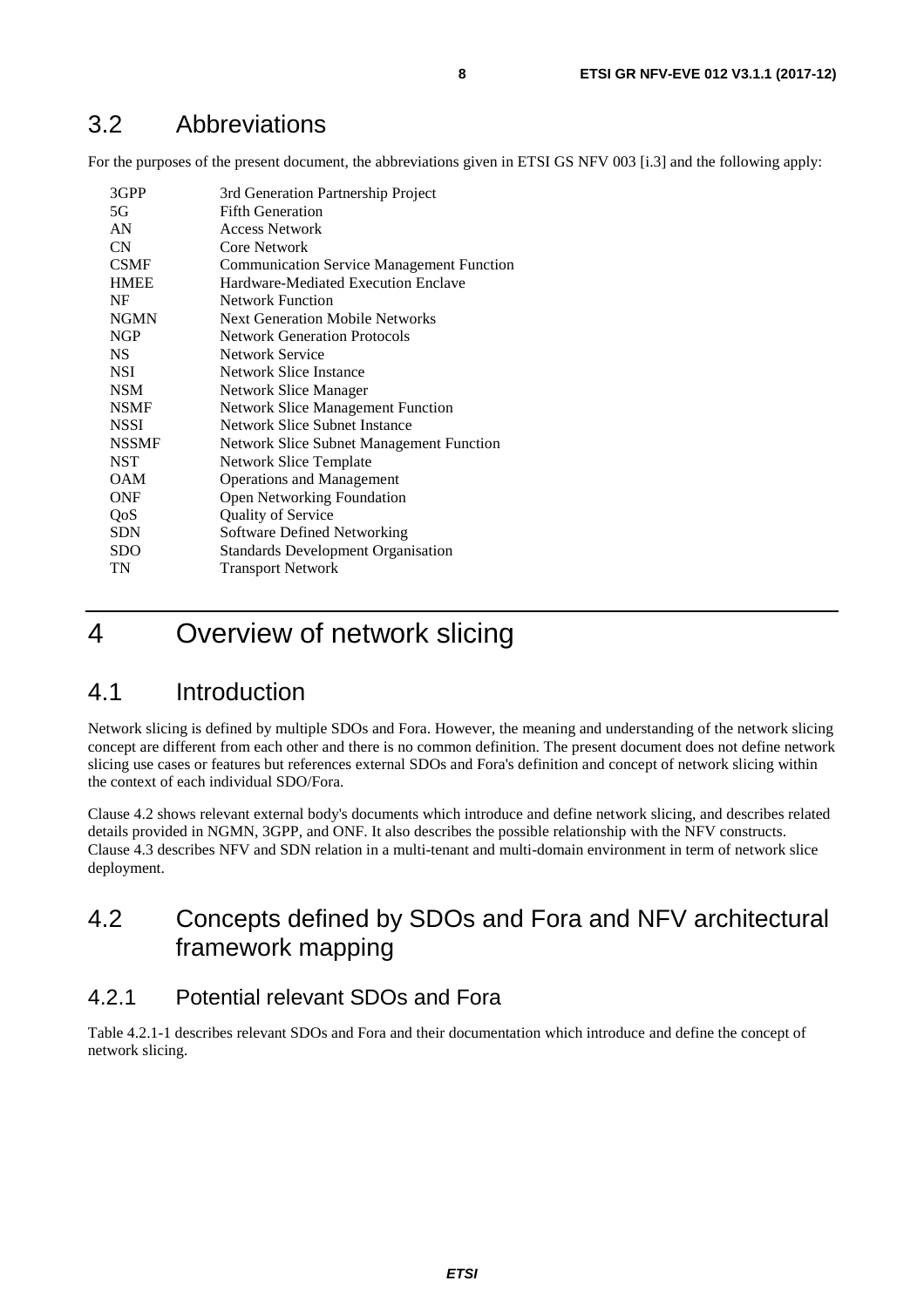## 3.2 Abbreviations

For the purposes of the present document, the abbreviations given in ETSI GS NFV 003 [i.3] and the following apply:

| | |
|---|---|
| 3GPP | 3rd Generation Partnership Project |
| 5G | Fifth Generation |
| AN | Access Network |
| CN | Core Network |
| CSMF | Communication Service Management Function |
| HMEE | Hardware-Mediated Execution Enclave |
| NF | Network Function |
| NGMN | Next Generation Mobile Networks |
| NGP | Network Generation Protocols |
| NS | Network Service |
| NSI | Network Slice Instance |
| NSM | Network Slice Manager |
| NSMF | Network Slice Management Function |
| NSSI | Network Slice Subnet Instance |
| NSSMF | Network Slice Subnet Management Function |
| NST | Network Slice Template |
| OAM | Operations and Management |
| ONF | Open Networking Foundation |
| QoS | Quality of Service |
| SDN | Software Defined Networking |
| SDO | Standards Development Organisation |
| TN | Transport Network |

# 4 Overview of network slicing

## 4.1 Introduction

Network slicing is defined by multiple SDOs and Fora. However, the meaning and understanding of the network slicing concept are different from each other and there is no common definition. The present document does not define network slicing use cases or features but references external SDOs and Fora's definition and concept of network slicing within the context of each individual SDO/Fora.

Clause 4.2 shows relevant external body's documents which introduce and define network slicing, and describes related details provided in NGMN, 3GPP, and ONF. It also describes the possible relationship with the NFV constructs. Clause 4.3 describes NFV and SDN relation in a multi-tenant and multi-domain environment in term of network slice deployment.

## 4.2 Concepts defined by SDOs and Fora and NFV architectural framework mapping

### 4.2.1 Potential relevant SDOs and Fora

Table 4.2.1-1 describes relevant SDOs and Fora and their documentation which introduce and define the concept of network slicing.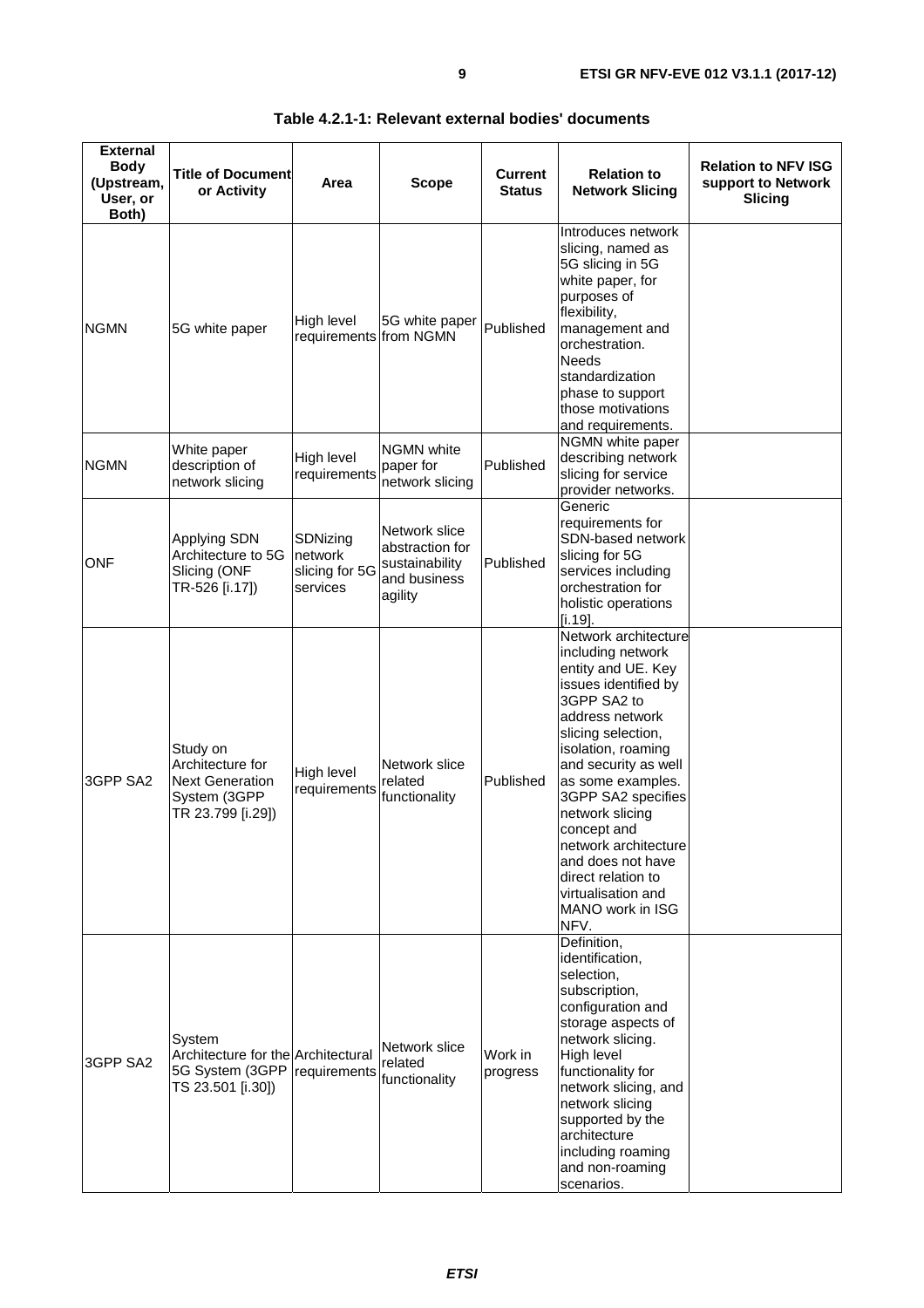**Table 4.2.1-1: Relevant external bodies' documents**

| External Body (Upstream, User, or Both) | Title of Document or Activity | Area | Scope | Current Status | Relation to Network Slicing | Relation to NFV ISG support to Network Slicing |
|---|---|---|---|---|---|---|
| NGMN | 5G white paper | High level requirements | 5G white paper from NGMN | Published | Introduces network slicing, named as 5G slicing in 5G white paper, for purposes of flexibility, management and orchestration. Needs standardization phase to support those motivations and requirements. | |
| NGMN | White paper description of network slicing | High level requirements | NGMN white paper for network slicing | Published | NGMN white paper describing network slicing for service provider networks. | |
| ONF | Applying SDN Architecture to 5G Slicing (ONF TR-526 [i.17]) | SDNizing network slicing for 5G services | Network slice abstraction for sustainability and business agility | Published | Generic requirements for SDN-based network slicing for 5G services including orchestration for holistic operations [i.19]. | |
| 3GPP SA2 | Study on Architecture for Next Generation System (3GPP TR 23.799 [i.29]) | High level requirements | Network slice related functionality | Published | Network architecture including network entity and UE. Key issues identified by 3GPP SA2 to address network slicing selection, isolation, roaming and security as well as some examples. 3GPP SA2 specifies network slicing concept and network architecture and does not have direct relation to virtualisation and MANO work in ISG NFV. | |
| 3GPP SA2 | System Architecture for the 5G System (3GPP TS 23.501 [i.30]) | Architectural requirements | Network slice related functionality | Work in progress | Definition, identification, selection, subscription, configuration and storage aspects of network slicing. High level functionality for network slicing, and network slicing supported by the architecture including roaming and non-roaming scenarios. | |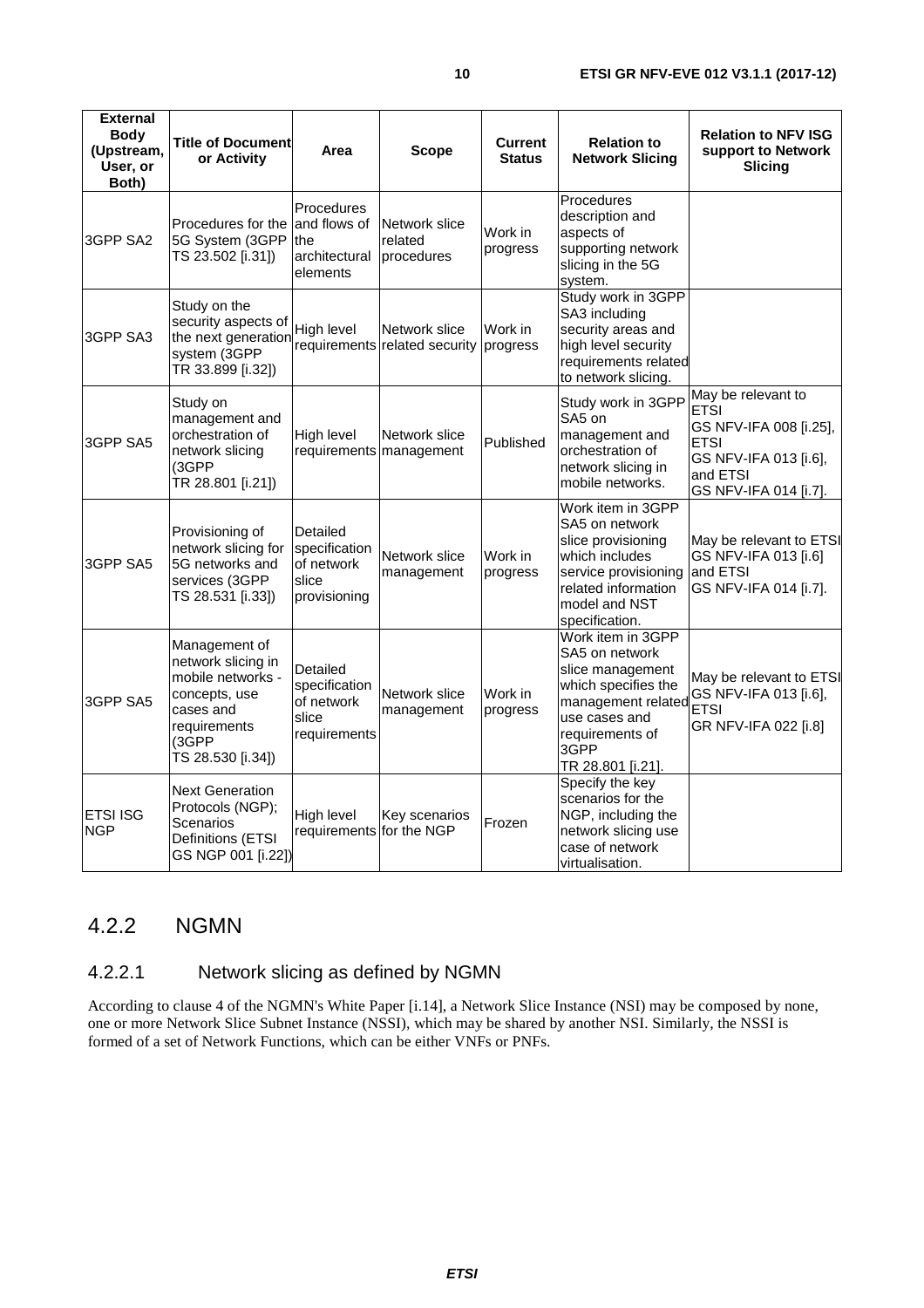| External Body (Upstream, User, or Both) | Title of Document or Activity | Area | Scope | Current Status | Relation to Network Slicing | Relation to NFV ISG support to Network Slicing |
|---|---|---|---|---|---|---|
| 3GPP SA2 | Procedures for the 5G System (3GPP TS 23.502 [i.31]) | Procedures and flows of the architectural elements | Network slice related procedures | Work in progress | Procedures description and aspects of supporting network slicing in the 5G system. | |
| 3GPP SA3 | Study on the security aspects of the next generation system (3GPP TR 33.899 [i.32]) | High level requirements | Network slice related security | Work in progress | Study work in 3GPP SA3 including security areas and high level security requirements related to network slicing. | |
| 3GPP SA5 | Study on management and orchestration of network slicing (3GPP TR 28.801 [i.21]) | High level requirements | Network slice management | Published | Study work in 3GPP SA5 on management and orchestration of network slicing in mobile networks. | May be relevant to ETSI GS NFV-IFA 008 [i.25], ETSI GS NFV-IFA 013 [i.6], and ETSI GS NFV-IFA 014 [i.7]. |
| 3GPP SA5 | Provisioning of network slicing for 5G networks and services (3GPP TS 28.531 [i.33]) | Detailed specification of network slice provisioning | Network slice management | Work in progress | Work item in 3GPP SA5 on network slice provisioning which includes service provisioning related information model and NST specification. | May be relevant to ETSI GS NFV-IFA 013 [i.6] and ETSI GS NFV-IFA 014 [i.7]. |
| 3GPP SA5 | Management of network slicing in mobile networks - concepts, use cases and requirements (3GPP TS 28.530 [i.34]) | Detailed specification of network slice requirements | Network slice management | Work in progress | Work item in 3GPP SA5 on network slice management which specifies the management related use cases and requirements of 3GPP TR 28.801 [i.21]. | May be relevant to ETSI GS NFV-IFA 013 [i.6], ETSI GR NFV-IFA 022 [i.8] |
| ETSI ISG NGP | Next Generation Protocols (NGP); Scenarios Definitions (ETSI GS NGP 001 [i.22]) | High level requirements | Key scenarios for the NGP | Frozen | Specify the key scenarios for the NGP, including the network slicing use case of network virtualisation. | |

## 4.2.2 NGMN

### 4.2.2.1 Network slicing as defined by NGMN

According to clause 4 of the NGMN's White Paper [i.14], a Network Slice Instance (NSI) may be composed by none, one or more Network Slice Subnet Instance (NSSI), which may be shared by another NSI. Similarly, the NSSI is formed of a set of Network Functions, which can be either VNFs or PNFs.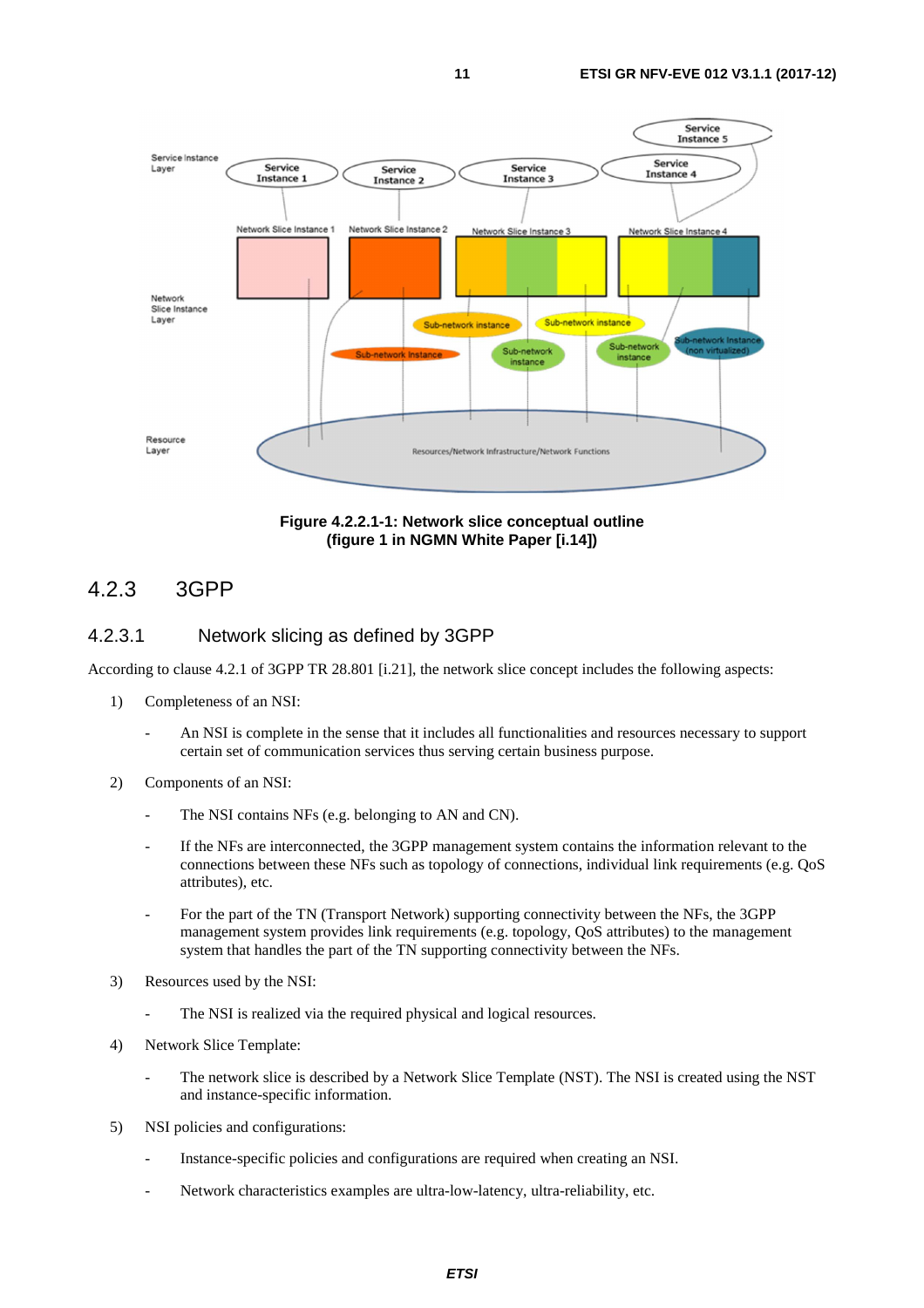Figure 4.2.2.1-1: Network slice conceptual outline
(figure 1 in NGMN White Paper [i.14])

## 4.2.3 3GPP

### 4.2.3.1 Network slicing as defined by 3GPP

According to clause 4.2.1 of 3GPP TR 28.801 [i.21], the network slice concept includes the following aspects:

1) Completeness of an NSI:

 - An NSI is complete in the sense that it includes all functionalities and resources necessary to support certain set of communication services thus serving certain business purpose.

2) Components of an NSI:

 - The NSI contains NFs (e.g. belonging to AN and CN).

 - If the NFs are interconnected, the 3GPP management system contains the information relevant to the connections between these NFs such as topology of connections, individual link requirements (e.g. QoS attributes), etc.

 - For the part of the TN (Transport Network) supporting connectivity between the NFs, the 3GPP management system provides link requirements (e.g. topology, QoS attributes) to the management system that handles the part of the TN supporting connectivity between the NFs.

3) Resources used by the NSI:

 - The NSI is realized via the required physical and logical resources.

4) Network Slice Template:

 - The network slice is described by a Network Slice Template (NST). The NSI is created using the NST and instance-specific information.

5) NSI policies and configurations:

 - Instance-specific policies and configurations are required when creating an NSI.

 - Network characteristics examples are ultra-low-latency, ultra-reliability, etc.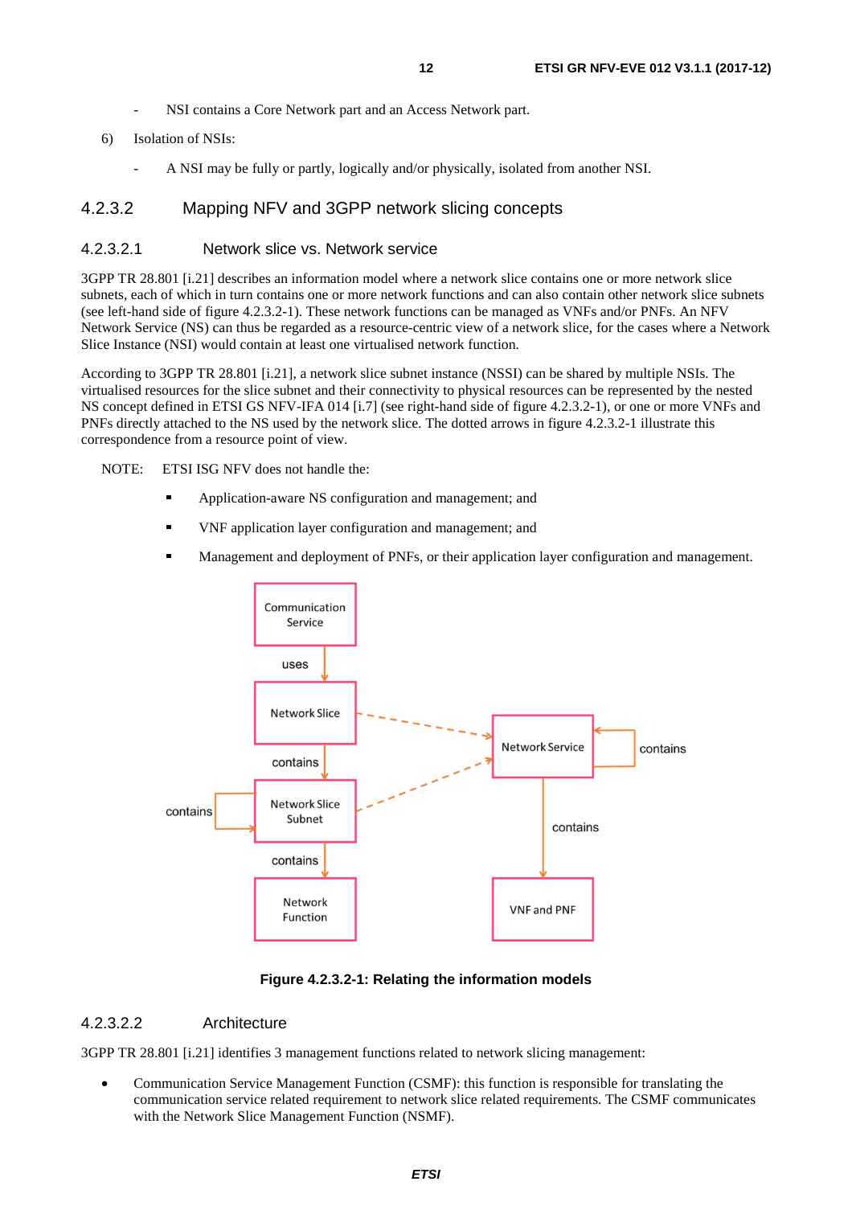- NSI contains a Core Network part and an Access Network part.

6) Isolation of NSIs:

- A NSI may be fully or partly, logically and/or physically, isolated from another NSI.

#### 4.2.3.2 Mapping NFV and 3GPP network slicing concepts

##### 4.2.3.2.1 Network slice vs. Network service

3GPP TR 28.801 [i.21] describes an information model where a network slice contains one or more network slice subnets, each of which in turn contains one or more network functions and can also contain other network slice subnets (see left-hand side of figure 4.2.3.2-1). These network functions can be managed as VNFs and/or PNFs. An NFV Network Service (NS) can thus be regarded as a resource-centric view of a network slice, for the cases where a Network Slice Instance (NSI) would contain at least one virtualised network function.

According to 3GPP TR 28.801 [i.21], a network slice subnet instance (NSSI) can be shared by multiple NSIs. The virtualised resources for the slice subnet and their connectivity to physical resources can be represented by the nested NS concept defined in ETSI GS NFV-IFA 014 [i.7] (see right-hand side of figure 4.2.3.2-1), or one or more VNFs and PNFs directly attached to the NS used by the network slice. The dotted arrows in figure 4.2.3.2-1 illustrate this correspondence from a resource point of view.

NOTE: ETSI ISG NFV does not handle the:

- Application-aware NS configuration and management; and
- VNF application layer configuration and management; and
- Management and deployment of PNFs, or their application layer configuration and management.

**Figure 4.2.3.2-1: Relating the information models**

##### 4.2.3.2.2 Architecture

3GPP TR 28.801 [i.21] identifies 3 management functions related to network slicing management:

- Communication Service Management Function (CSMF): this function is responsible for translating the communication service related requirement to network slice related requirements. The CSMF communicates with the Network Slice Management Function (NSMF).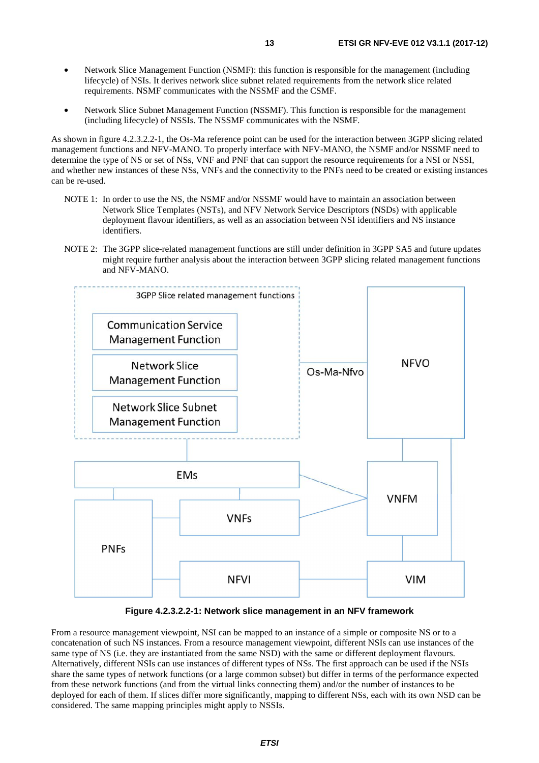- Network Slice Management Function (NSMF): this function is responsible for the management (including lifecycle) of NSIs. It derives network slice subnet related requirements from the network slice related requirements. NSMF communicates with the NSSMF and the CSMF.

- Network Slice Subnet Management Function (NSSMF). This function is responsible for the management (including lifecycle) of NSSIs. The NSSMF communicates with the NSMF.

As shown in figure 4.2.3.2.2-1, the Os-Ma reference point can be used for the interaction between 3GPP slicing related management functions and NFV-MANO. To properly interface with NFV-MANO, the NSMF and/or NSSMF need to determine the type of NS or set of NSs, VNF and PNF that can support the resource requirements for a NSI or NSSI, and whether new instances of these NSs, VNFs and the connectivity to the PNFs need to be created or existing instances can be re-used.

NOTE 1: In order to use the NS, the NSMF and/or NSSMF would have to maintain an association between Network Slice Templates (NSTs), and NFV Network Service Descriptors (NSDs) with applicable deployment flavour identifiers, as well as an association between NSI identifiers and NS instance identifiers.

NOTE 2: The 3GPP slice-related management functions are still under definition in 3GPP SA5 and future updates might require further analysis about the interaction between 3GPP slicing related management functions and NFV-MANO.

**Figure 4.2.3.2.2-1: Network slice management in an NFV framework**

From a resource management viewpoint, NSI can be mapped to an instance of a simple or composite NS or to a concatenation of such NS instances. From a resource management viewpoint, different NSIs can use instances of the same type of NS (i.e. they are instantiated from the same NSD) with the same or different deployment flavours. Alternatively, different NSIs can use instances of different types of NSs. The first approach can be used if the NSIs share the same types of network functions (or a large common subset) but differ in terms of the performance expected from these network functions (and from the virtual links connecting them) and/or the number of instances to be deployed for each of them. If slices differ more significantly, mapping to different NSs, each with its own NSD can be considered. The same mapping principles might apply to NSSIs.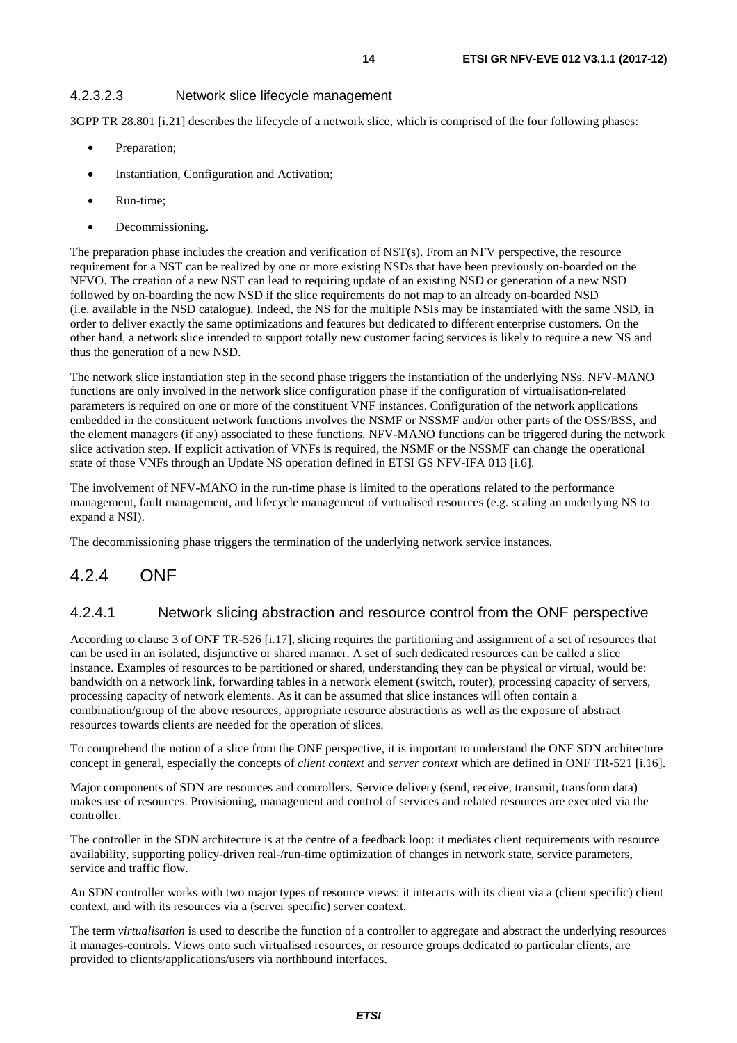#### 4.2.3.2.3 Network slice lifecycle management

3GPP TR 28.801 [i.21] describes the lifecycle of a network slice, which is comprised of the four following phases:

- Preparation;
- Instantiation, Configuration and Activation;
- Run-time;
- Decommissioning.

The preparation phase includes the creation and verification of NST(s). From an NFV perspective, the resource requirement for a NST can be realized by one or more existing NSDs that have been previously on-boarded on the NFVO. The creation of a new NST can lead to requiring update of an existing NSD or generation of a new NSD followed by on-boarding the new NSD if the slice requirements do not map to an already on-boarded NSD (i.e. available in the NSD catalogue). Indeed, the NS for the multiple NSIs may be instantiated with the same NSD, in order to deliver exactly the same optimizations and features but dedicated to different enterprise customers. On the other hand, a network slice intended to support totally new customer facing services is likely to require a new NS and thus the generation of a new NSD.

The network slice instantiation step in the second phase triggers the instantiation of the underlying NSs. NFV-MANO functions are only involved in the network slice configuration phase if the configuration of virtualisation-related parameters is required on one or more of the constituent VNF instances. Configuration of the network applications embedded in the constituent network functions involves the NSMF or NSSMF and/or other parts of the OSS/BSS, and the element managers (if any) associated to these functions. NFV-MANO functions can be triggered during the network slice activation step. If explicit activation of VNFs is required, the NSMF or the NSSMF can change the operational state of those VNFs through an Update NS operation defined in ETSI GS NFV-IFA 013 [i.6].

The involvement of NFV-MANO in the run-time phase is limited to the operations related to the performance management, fault management, and lifecycle management of virtualised resources (e.g. scaling an underlying NS to expand a NSI).

The decommissioning phase triggers the termination of the underlying network service instances.

## 4.2.4 ONF

### 4.2.4.1 Network slicing abstraction and resource control from the ONF perspective

According to clause 3 of ONF TR-526 [i.17], slicing requires the partitioning and assignment of a set of resources that can be used in an isolated, disjunctive or shared manner. A set of such dedicated resources can be called a slice instance. Examples of resources to be partitioned or shared, understanding they can be physical or virtual, would be: bandwidth on a network link, forwarding tables in a network element (switch, router), processing capacity of servers, processing capacity of network elements. As it can be assumed that slice instances will often contain a combination/group of the above resources, appropriate resource abstractions as well as the exposure of abstract resources towards clients are needed for the operation of slices.

To comprehend the notion of a slice from the ONF perspective, it is important to understand the ONF SDN architecture concept in general, especially the concepts of *client context* and *server context* which are defined in ONF TR-521 [i.16].

Major components of SDN are resources and controllers. Service delivery (send, receive, transmit, transform data) makes use of resources. Provisioning, management and control of services and related resources are executed via the controller.

The controller in the SDN architecture is at the centre of a feedback loop: it mediates client requirements with resource availability, supporting policy-driven real-/run-time optimization of changes in network state, service parameters, service and traffic flow.

An SDN controller works with two major types of resource views: it interacts with its client via a (client specific) client context, and with its resources via a (server specific) server context.

The term *virtualisation* is used to describe the function of a controller to aggregate and abstract the underlying resources it manages-controls. Views onto such virtualised resources, or resource groups dedicated to particular clients, are provided to clients/applications/users via northbound interfaces.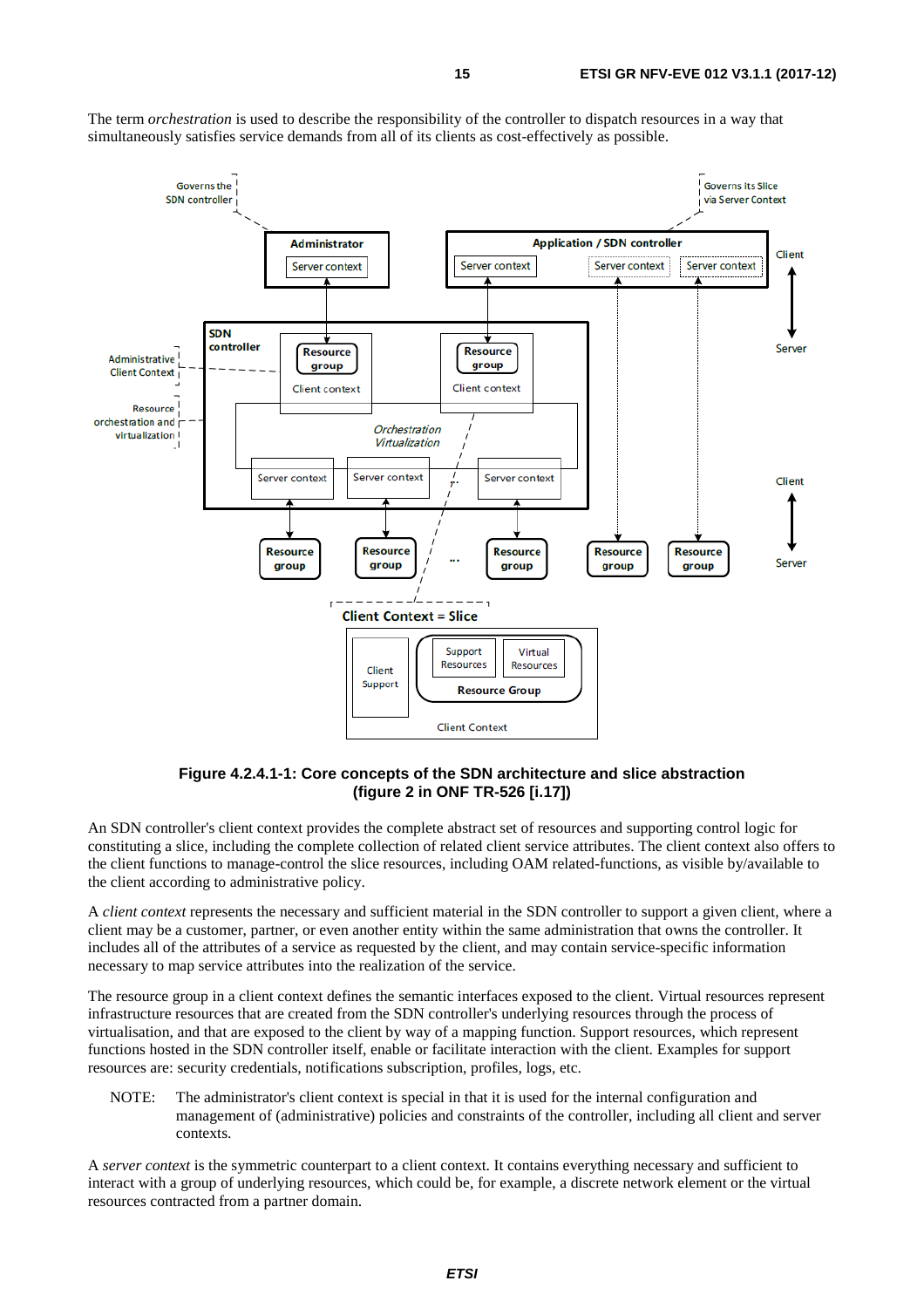The term *orchestration* is used to describe the responsibility of the controller to dispatch resources in a way that simultaneously satisfies service demands from all of its clients as cost-effectively as possible.

**Figure 4.2.4.1-1: Core concepts of the SDN architecture and slice abstraction (figure 2 in ONF TR-526 [i.17])**

An SDN controller's client context provides the complete abstract set of resources and supporting control logic for constituting a slice, including the complete collection of related client service attributes. The client context also offers to the client functions to manage-control the slice resources, including OAM related-functions, as visible by/available to the client according to administrative policy.

A *client context* represents the necessary and sufficient material in the SDN controller to support a given client, where a client may be a customer, partner, or even another entity within the same administration that owns the controller. It includes all of the attributes of a service as requested by the client, and may contain service-specific information necessary to map service attributes into the realization of the service.

The resource group in a client context defines the semantic interfaces exposed to the client. Virtual resources represent infrastructure resources that are created from the SDN controller's underlying resources through the process of virtualisation, and that are exposed to the client by way of a mapping function. Support resources, which represent functions hosted in the SDN controller itself, enable or facilitate interaction with the client. Examples for support resources are: security credentials, notifications subscription, profiles, logs, etc.

NOTE: The administrator's client context is special in that it is used for the internal configuration and management of (administrative) policies and constraints of the controller, including all client and server contexts.

A *server context* is the symmetric counterpart to a client context. It contains everything necessary and sufficient to interact with a group of underlying resources, which could be, for example, a discrete network element or the virtual resources contracted from a partner domain.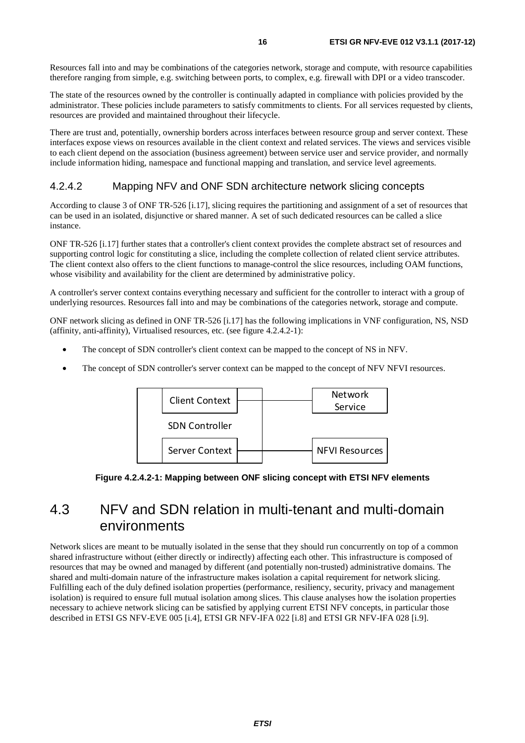Resources fall into and may be combinations of the categories network, storage and compute, with resource capabilities therefore ranging from simple, e.g. switching between ports, to complex, e.g. firewall with DPI or a video transcoder.

The state of the resources owned by the controller is continually adapted in compliance with policies provided by the administrator. These policies include parameters to satisfy commitments to clients. For all services requested by clients, resources are provided and maintained throughout their lifecycle.

There are trust and, potentially, ownership borders across interfaces between resource group and server context. These interfaces expose views on resources available in the client context and related services. The views and services visible to each client depend on the association (business agreement) between service user and service provider, and normally include information hiding, namespace and functional mapping and translation, and service level agreements.

### 4.2.4.2 Mapping NFV and ONF SDN architecture network slicing concepts

According to clause 3 of ONF TR-526 [i.17], slicing requires the partitioning and assignment of a set of resources that can be used in an isolated, disjunctive or shared manner. A set of such dedicated resources can be called a slice instance.

ONF TR-526 [i.17] further states that a controller's client context provides the complete abstract set of resources and supporting control logic for constituting a slice, including the complete collection of related client service attributes. The client context also offers to the client functions to manage-control the slice resources, including OAM functions, whose visibility and availability for the client are determined by administrative policy.

A controller's server context contains everything necessary and sufficient for the controller to interact with a group of underlying resources. Resources fall into and may be combinations of the categories network, storage and compute.

ONF network slicing as defined in ONF TR-526 [i.17] has the following implications in VNF configuration, NS, NSD (affinity, anti-affinity), Virtualised resources, etc. (see figure 4.2.4.2-1):

- The concept of SDN controller's client context can be mapped to the concept of NS in NFV.
- The concept of SDN controller's server context can be mapped to the concept of NFV NFVI resources.

Client Context — Network Service

SDN Controller

Server Context — NFVI Resources

**Figure 4.2.4.2-1: Mapping between ONF slicing concept with ETSI NFV elements**

## 4.3 NFV and SDN relation in multi-tenant and multi-domain environments

Network slices are meant to be mutually isolated in the sense that they should run concurrently on top of a common shared infrastructure without (either directly or indirectly) affecting each other. This infrastructure is composed of resources that may be owned and managed by different (and potentially non-trusted) administrative domains. The shared and multi-domain nature of the infrastructure makes isolation a capital requirement for network slicing. Fulfilling each of the duly defined isolation properties (performance, resiliency, security, privacy and management isolation) is required to ensure full mutual isolation among slices. This clause analyses how the isolation properties necessary to achieve network slicing can be satisfied by applying current ETSI NFV concepts, in particular those described in ETSI GS NFV-EVE 005 [i.4], ETSI GR NFV-IFA 022 [i.8] and ETSI GR NFV-IFA 028 [i.9].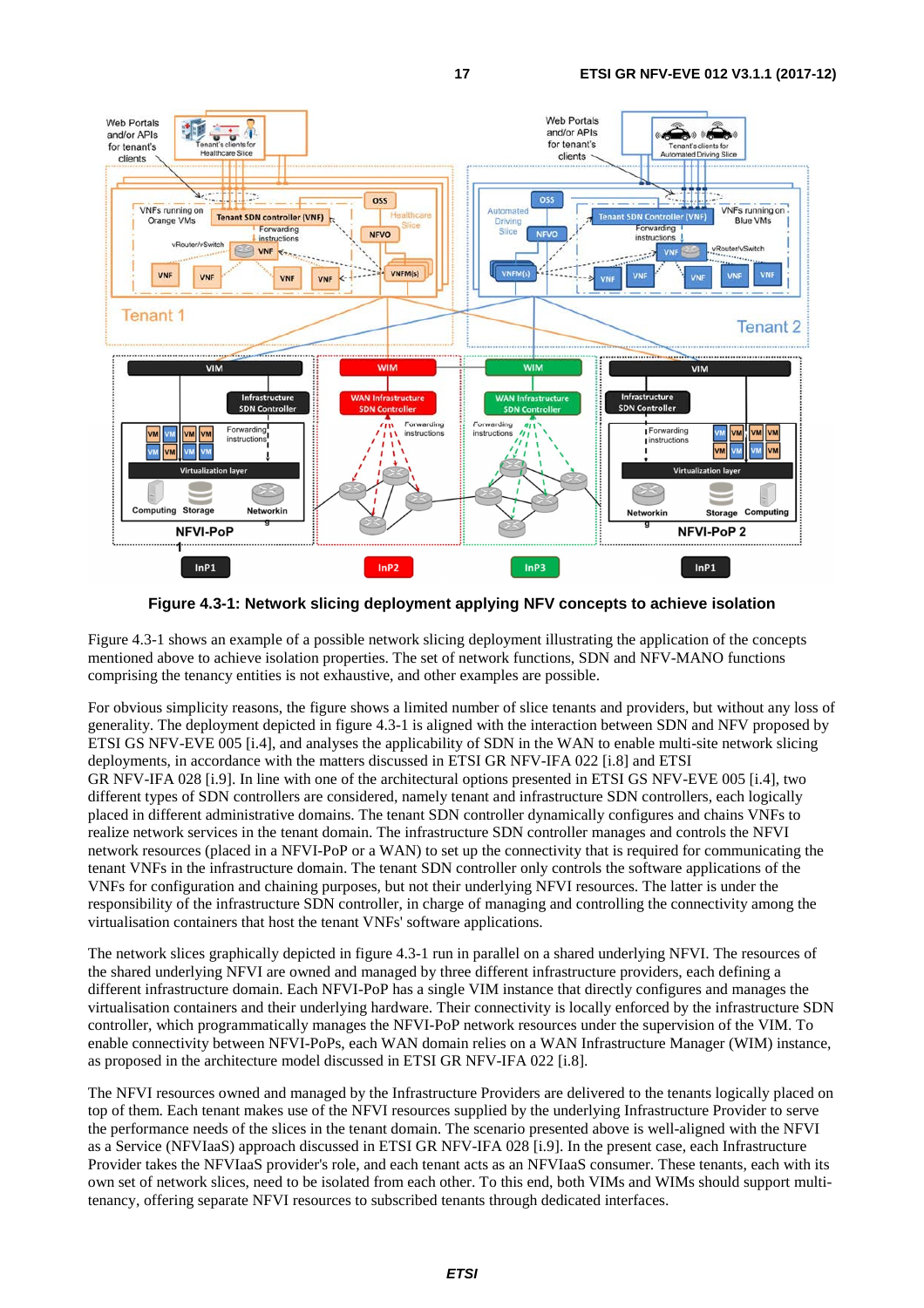**Figure 4.3-1: Network slicing deployment applying NFV concepts to achieve isolation**

Figure 4.3-1 shows an example of a possible network slicing deployment illustrating the application of the concepts mentioned above to achieve isolation properties. The set of network functions, SDN and NFV-MANO functions comprising the tenancy entities is not exhaustive, and other examples are possible.

For obvious simplicity reasons, the figure shows a limited number of slice tenants and providers, but without any loss of generality. The deployment depicted in figure 4.3-1 is aligned with the interaction between SDN and NFV proposed by ETSI GS NFV-EVE 005 [i.4], and analyses the applicability of SDN in the WAN to enable multi-site network slicing deployments, in accordance with the matters discussed in ETSI GR NFV-IFA 022 [i.8] and ETSI GR NFV-IFA 028 [i.9]. In line with one of the architectural options presented in ETSI GS NFV-EVE 005 [i.4], two different types of SDN controllers are considered, namely tenant and infrastructure SDN controllers, each logically placed in different administrative domains. The tenant SDN controller dynamically configures and chains VNFs to realize network services in the tenant domain. The infrastructure SDN controller manages and controls the NFVI network resources (placed in a NFVI-PoP or a WAN) to set up the connectivity that is required for communicating the tenant VNFs in the infrastructure domain. The tenant SDN controller only controls the software applications of the VNFs for configuration and chaining purposes, but not their underlying NFVI resources. The latter is under the responsibility of the infrastructure SDN controller, in charge of managing and controlling the connectivity among the virtualisation containers that host the tenant VNFs' software applications.

The network slices graphically depicted in figure 4.3-1 run in parallel on a shared underlying NFVI. The resources of the shared underlying NFVI are owned and managed by three different infrastructure providers, each defining a different infrastructure domain. Each NFVI-PoP has a single VIM instance that directly configures and manages the virtualisation containers and their underlying hardware. Their connectivity is locally enforced by the infrastructure SDN controller, which programmatically manages the NFVI-PoP network resources under the supervision of the VIM. To enable connectivity between NFVI-PoPs, each WAN domain relies on a WAN Infrastructure Manager (WIM) instance, as proposed in the architecture model discussed in ETSI GR NFV-IFA 022 [i.8].

The NFVI resources owned and managed by the Infrastructure Providers are delivered to the tenants logically placed on top of them. Each tenant makes use of the NFVI resources supplied by the underlying Infrastructure Provider to serve the performance needs of the slices in the tenant domain. The scenario proposed above is well-aligned with the NFVI as a Service (NFVIaaS) approach discussed in ETSI GR NFV-IFA 028 [i.9]. In the present case, each Infrastructure Provider takes the NFVIaaS provider's role, and each tenant acts as an NFVIaaS consumer. These tenants, each with its own set of network slices, need to be isolated from each other. To this end, both VIMs and WIMs should support multi-tenancy, offering separate NFVI resources to subscribed tenants through dedicated interfaces.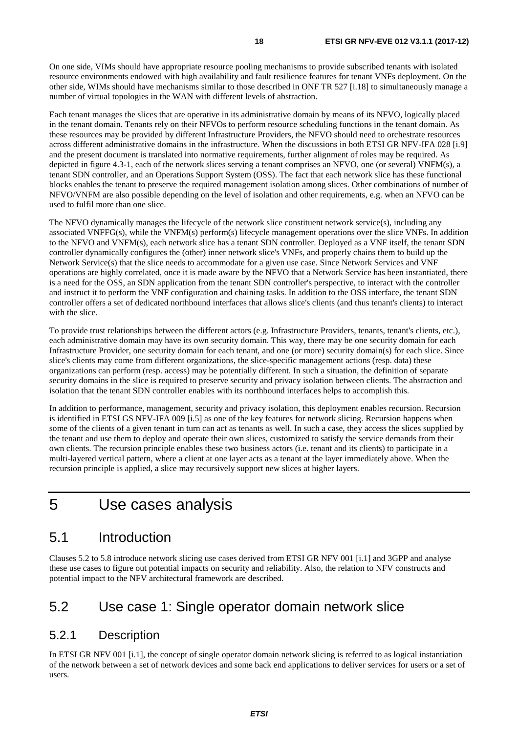On one side, VIMs should have appropriate resource pooling mechanisms to provide subscribed tenants with isolated resource environments endowed with high availability and fault resilience features for tenant VNFs deployment. On the other side, WIMs should have mechanisms similar to those described in ONF TR 527 [i.18] to simultaneously manage a number of virtual topologies in the WAN with different levels of abstraction.

Each tenant manages the slices that are operative in its administrative domain by means of its NFVO, logically placed in the tenant domain. Tenants rely on their NFVOs to perform resource scheduling functions in the tenant domain. As these resources may be provided by different Infrastructure Providers, the NFVO should need to orchestrate resources across different administrative domains in the infrastructure. When the discussions in both ETSI GR NFV-IFA 028 [i.9] and the present document is translated into normative requirements, further alignment of roles may be required. As depicted in figure 4.3-1, each of the network slices serving a tenant comprises an NFVO, one (or several) VNFM(s), a tenant SDN controller, and an Operations Support System (OSS). The fact that each network slice has these functional blocks enables the tenant to preserve the required management isolation among slices. Other combinations of number of NFVO/VNFM are also possible depending on the level of isolation and other requirements, e.g. when an NFVO can be used to fulfil more than one slice.

The NFVO dynamically manages the lifecycle of the network slice constituent network service(s), including any associated VNFFG(s), while the VNFM(s) perform(s) lifecycle management operations over the slice VNFs. In addition to the NFVO and VNFM(s), each network slice has a tenant SDN controller. Deployed as a VNF itself, the tenant SDN controller dynamically configures the (other) inner network slice's VNFs, and properly chains them to build up the Network Service(s) that the slice needs to accommodate for a given use case. Since Network Services and VNF operations are highly correlated, once it is made aware by the NFVO that a Network Service has been instantiated, there is a need for the OSS, an SDN application from the tenant SDN controller's perspective, to interact with the controller and instruct it to perform the VNF configuration and chaining tasks. In addition to the OSS interface, the tenant SDN controller offers a set of dedicated northbound interfaces that allows slice's clients (and thus tenant's clients) to interact with the slice.

To provide trust relationships between the different actors (e.g. Infrastructure Providers, tenants, tenant's clients, etc.), each administrative domain may have its own security domain. This way, there may be one security domain for each Infrastructure Provider, one security domain for each tenant, and one (or more) security domain(s) for each slice. Since slice's clients may come from different organizations, the slice-specific management actions (resp. data) these organizations can perform (resp. access) may be potentially different. In such a situation, the definition of separate security domains in the slice is required to preserve security and privacy isolation between clients. The abstraction and isolation that the tenant SDN controller enables with its northbound interfaces helps to accomplish this.

In addition to performance, management, security and privacy isolation, this deployment enables recursion. Recursion is identified in ETSI GS NFV-IFA 009 [i.5] as one of the key features for network slicing. Recursion happens when some of the clients of a given tenant in turn can act as tenants as well. In such a case, they access the slices supplied by the tenant and use them to deploy and operate their own slices, customized to satisfy the service demands from their own clients. The recursion principle enables these two business actors (i.e. tenant and its clients) to participate in a multi-layered vertical pattern, where a client at one layer acts as a tenant at the layer immediately above. When the recursion principle is applied, a slice may recursively support new slices at higher layers.

# 5 Use cases analysis

## 5.1 Introduction

Clauses 5.2 to 5.8 introduce network slicing use cases derived from ETSI GR NFV 001 [i.1] and 3GPP and analyse these use cases to figure out potential impacts on security and reliability. Also, the relation to NFV constructs and potential impact to the NFV architectural framework are described.

## 5.2 Use case 1: Single operator domain network slice

### 5.2.1 Description

In ETSI GR NFV 001 [i.1], the concept of single operator domain network slicing is referred to as logical instantiation of the network between a set of network devices and some back end applications to deliver services for users or a set of users.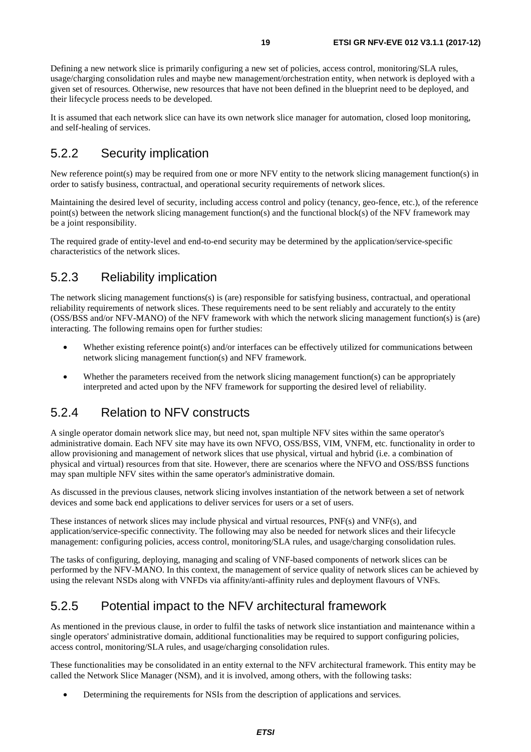Defining a new network slice is primarily configuring a new set of policies, access control, monitoring/SLA rules, usage/charging consolidation rules and maybe new management/orchestration entity, when network is deployed with a given set of resources. Otherwise, new resources that have not been defined in the blueprint need to be deployed, and their lifecycle process needs to be developed.

It is assumed that each network slice can have its own network slice manager for automation, closed loop monitoring, and self-healing of services.

## 5.2.2 Security implication

New reference point(s) may be required from one or more NFV entity to the network slicing management function(s) in order to satisfy business, contractual, and operational security requirements of network slices.

Maintaining the desired level of security, including access control and policy (tenancy, geo-fence, etc.), of the reference point(s) between the network slicing management function(s) and the functional block(s) of the NFV framework may be a joint responsibility.

The required grade of entity-level and end-to-end security may be determined by the application/service-specific characteristics of the network slices.

## 5.2.3 Reliability implication

The network slicing management functions(s) is (are) responsible for satisfying business, contractual, and operational reliability requirements of network slices. These requirements need to be sent reliably and accurately to the entity (OSS/BSS and/or NFV-MANO) of the NFV framework with which the network slicing management function(s) is (are) interacting. The following remains open for further studies:

- Whether existing reference point(s) and/or interfaces can be effectively utilized for communications between network slicing management function(s) and NFV framework.
- Whether the parameters received from the network slicing management function(s) can be appropriately interpreted and acted upon by the NFV framework for supporting the desired level of reliability.

## 5.2.4 Relation to NFV constructs

A single operator domain network slice may, but need not, span multiple NFV sites within the same operator's administrative domain. Each NFV site may have its own NFVO, OSS/BSS, VIM, VNFM, etc. functionality in order to allow provisioning and management of network slices that use physical, virtual and hybrid (i.e. a combination of physical and virtual) resources from that site. However, there are scenarios where the NFVO and OSS/BSS functions may span multiple NFV sites within the same operator's administrative domain.

As discussed in the previous clauses, network slicing involves instantiation of the network between a set of network devices and some back end applications to deliver services for users or a set of users.

These instances of network slices may include physical and virtual resources, PNF(s) and VNF(s), and application/service-specific connectivity. The following may also be needed for network slices and their lifecycle management: configuring policies, access control, monitoring/SLA rules, and usage/charging consolidation rules.

The tasks of configuring, deploying, managing and scaling of VNF-based components of network slices can be performed by the NFV-MANO. In this context, the management of service quality of network slices can be achieved by using the relevant NSDs along with VNFDs via affinity/anti-affinity rules and deployment flavours of VNFs.

## 5.2.5 Potential impact to the NFV architectural framework

As mentioned in the previous clause, in order to fulfil the tasks of network slice instantiation and maintenance within a single operators' administrative domain, additional functionalities may be required to support configuring policies, access control, monitoring/SLA rules, and usage/charging consolidation rules.

These functionalities may be consolidated in an entity external to the NFV architectural framework. This entity may be called the Network Slice Manager (NSM), and it is involved, among others, with the following tasks:

- Determining the requirements for NSIs from the description of applications and services.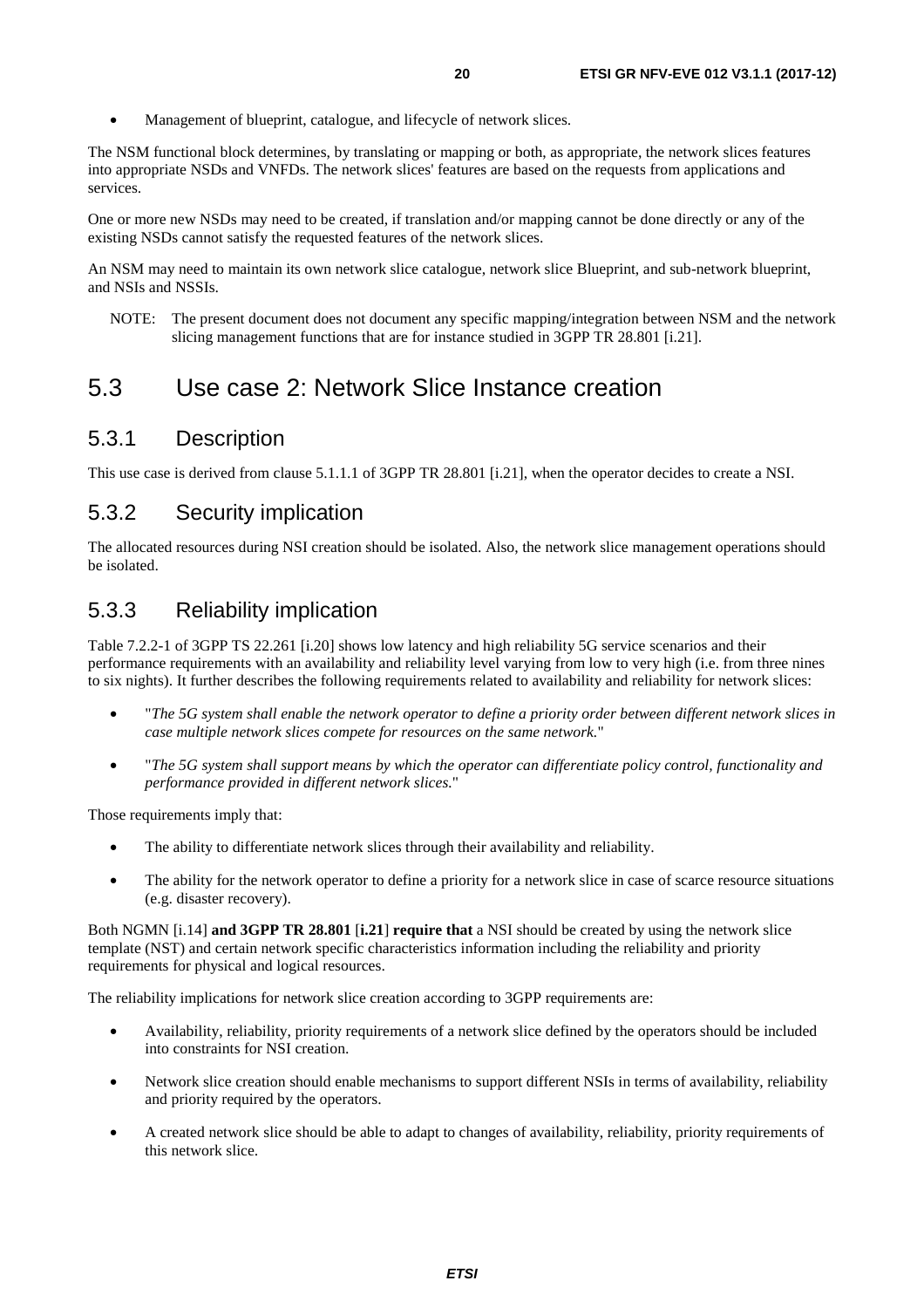- Management of blueprint, catalogue, and lifecycle of network slices.

The NSM functional block determines, by translating or mapping or both, as appropriate, the network slices features into appropriate NSDs and VNFDs. The network slices' features are based on the requests from applications and services.

One or more new NSDs may need to be created, if translation and/or mapping cannot be done directly or any of the existing NSDs cannot satisfy the requested features of the network slices.

An NSM may need to maintain its own network slice catalogue, network slice Blueprint, and sub-network blueprint, and NSIs and NSSIs.

NOTE: The present document does not document any specific mapping/integration between NSM and the network slicing management functions that are for instance studied in 3GPP TR 28.801 [i.21].

## 5.3 Use case 2: Network Slice Instance creation

### 5.3.1 Description

This use case is derived from clause 5.1.1.1 of 3GPP TR 28.801 [i.21], when the operator decides to create a NSI.

### 5.3.2 Security implication

The allocated resources during NSI creation should be isolated. Also, the network slice management operations should be isolated.

### 5.3.3 Reliability implication

Table 7.2.2-1 of 3GPP TS 22.261 [i.20] shows low latency and high reliability 5G service scenarios and their performance requirements with an availability and reliability level varying from low to very high (i.e. from three nines to six nights). It further describes the following requirements related to availability and reliability for network slices:

- "*The 5G system shall enable the network operator to define a priority order between different network slices in case multiple network slices compete for resources on the same network.*"
- "*The 5G system shall support means by which the operator can differentiate policy control, functionality and performance provided in different network slices.*"

Those requirements imply that:

- The ability to differentiate network slices through their availability and reliability.
- The ability for the network operator to define a priority for a network slice in case of scarce resource situations (e.g. disaster recovery).

Both NGMN [i.14] **and 3GPP TR 28.801** [**i.21**] **require that** a NSI should be created by using the network slice template (NST) and certain network specific characteristics information including the reliability and priority requirements for physical and logical resources.

The reliability implications for network slice creation according to 3GPP requirements are:

- Availability, reliability, priority requirements of a network slice defined by the operators should be included into constraints for NSI creation.
- Network slice creation should enable mechanisms to support different NSIs in terms of availability, reliability and priority required by the operators.
- A created network slice should be able to adapt to changes of availability, reliability, priority requirements of this network slice.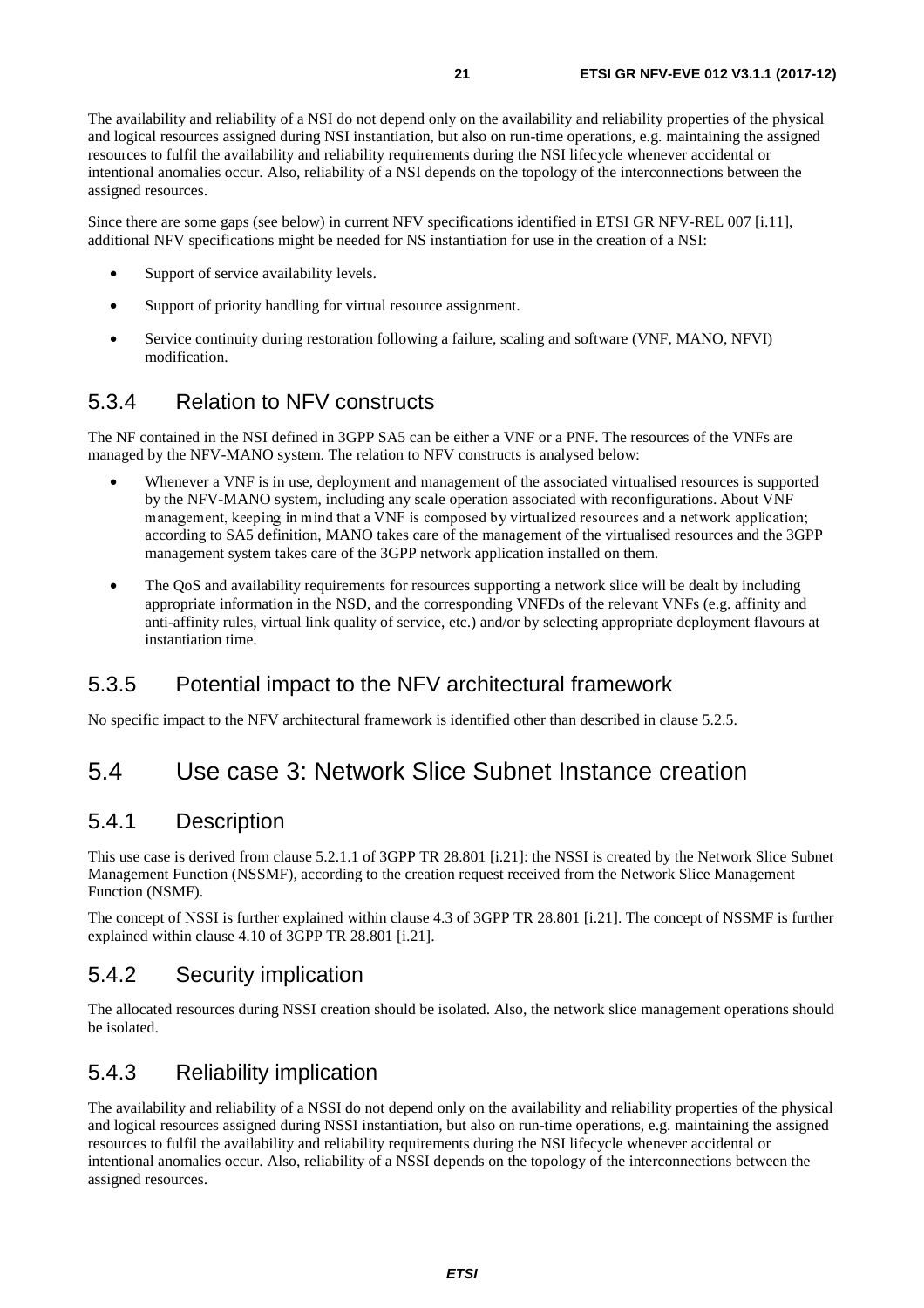The availability and reliability of a NSI do not depend only on the availability and reliability properties of the physical and logical resources assigned during NSI instantiation, but also on run-time operations, e.g. maintaining the assigned resources to fulfil the availability and reliability requirements during the NSI lifecycle whenever accidental or intentional anomalies occur. Also, reliability of a NSI depends on the topology of the interconnections between the assigned resources.

Since there are some gaps (see below) in current NFV specifications identified in ETSI GR NFV-REL 007 [i.11], additional NFV specifications might be needed for NS instantiation for use in the creation of a NSI:

- Support of service availability levels.
- Support of priority handling for virtual resource assignment.
- Service continuity during restoration following a failure, scaling and software (VNF, MANO, NFVI) modification.

### 5.3.4 Relation to NFV constructs

The NF contained in the NSI defined in 3GPP SA5 can be either a VNF or a PNF. The resources of the VNFs are managed by the NFV-MANO system. The relation to NFV constructs is analysed below:

- Whenever a VNF is in use, deployment and management of the associated virtualised resources is supported by the NFV-MANO system, including any scale operation associated with reconfigurations. About VNF management, keeping in mind that a VNF is composed by virtualized resources and a network application; according to SA5 definition, MANO takes care of the management of the virtualised resources and the 3GPP management system takes care of the 3GPP network application installed on them.
- The QoS and availability requirements for resources supporting a network slice will be dealt by including appropriate information in the NSD, and the corresponding VNFDs of the relevant VNFs (e.g. affinity and anti-affinity rules, virtual link quality of service, etc.) and/or by selecting appropriate deployment flavours at instantiation time.

### 5.3.5 Potential impact to the NFV architectural framework

No specific impact to the NFV architectural framework is identified other than described in clause 5.2.5.

## 5.4 Use case 3: Network Slice Subnet Instance creation

### 5.4.1 Description

This use case is derived from clause 5.2.1.1 of 3GPP TR 28.801 [i.21]: the NSSI is created by the Network Slice Subnet Management Function (NSSMF), according to the creation request received from the Network Slice Management Function (NSMF).

The concept of NSSI is further explained within clause 4.3 of 3GPP TR 28.801 [i.21]. The concept of NSSMF is further explained within clause 4.10 of 3GPP TR 28.801 [i.21].

### 5.4.2 Security implication

The allocated resources during NSSI creation should be isolated. Also, the network slice management operations should be isolated.

### 5.4.3 Reliability implication

The availability and reliability of a NSSI do not depend only on the availability and reliability properties of the physical and logical resources assigned during NSSI instantiation, but also on run-time operations, e.g. maintaining the assigned resources to fulfil the availability and reliability requirements during the NSI lifecycle whenever accidental or intentional anomalies occur. Also, reliability of a NSSI depends on the topology of the interconnections between the assigned resources.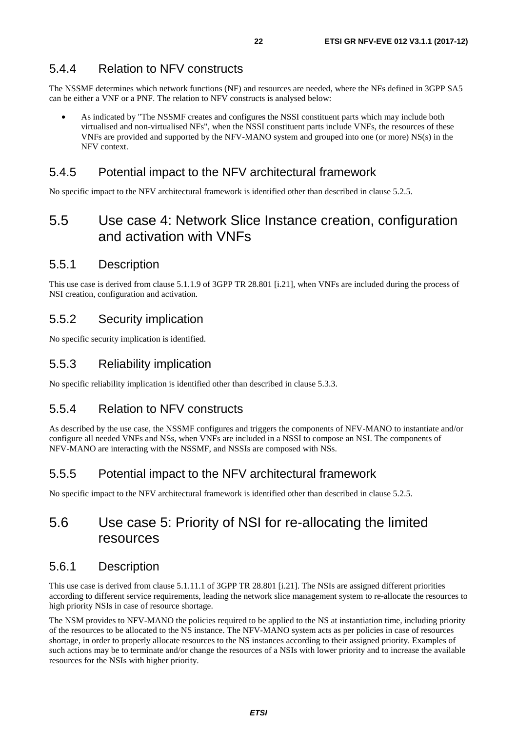### 5.4.4 Relation to NFV constructs

The NSSMF determines which network functions (NF) and resources are needed, where the NFs defined in 3GPP SA5 can be either a VNF or a PNF. The relation to NFV constructs is analysed below:

- As indicated by "The NSSMF creates and configures the NSSI constituent parts which may include both virtualised and non-virtualised NFs", when the NSSI constituent parts include VNFs, the resources of these VNFs are provided and supported by the NFV-MANO system and grouped into one (or more) NS(s) in the NFV context.

### 5.4.5 Potential impact to the NFV architectural framework

No specific impact to the NFV architectural framework is identified other than described in clause 5.2.5.

## 5.5 Use case 4: Network Slice Instance creation, configuration and activation with VNFs

### 5.5.1 Description

This use case is derived from clause 5.1.1.9 of 3GPP TR 28.801 [i.21], when VNFs are included during the process of NSI creation, configuration and activation.

### 5.5.2 Security implication

No specific security implication is identified.

### 5.5.3 Reliability implication

No specific reliability implication is identified other than described in clause 5.3.3.

### 5.5.4 Relation to NFV constructs

As described by the use case, the NSSMF configures and triggers the components of NFV-MANO to instantiate and/or configure all needed VNFs and NSs, when VNFs are included in a NSSI to compose an NSI. The components of NFV-MANO are interacting with the NSSMF, and NSSIs are composed with NSs.

### 5.5.5 Potential impact to the NFV architectural framework

No specific impact to the NFV architectural framework is identified other than described in clause 5.2.5.

## 5.6 Use case 5: Priority of NSI for re-allocating the limited resources

### 5.6.1 Description

This use case is derived from clause 5.1.11.1 of 3GPP TR 28.801 [i.21]. The NSIs are assigned different priorities according to different service requirements, leading the network slice management system to re-allocate the resources to high priority NSIs in case of resource shortage.

The NSM provides to NFV-MANO the policies required to be applied to the NS at instantiation time, including priority of the resources to be allocated to the NS instance. The NFV-MANO system acts as per policies in case of resources shortage, in order to properly allocate resources to the NS instances according to their assigned priority. Examples of such actions may be to terminate and/or change the resources of a NSIs with lower priority and to increase the available resources for the NSIs with higher priority.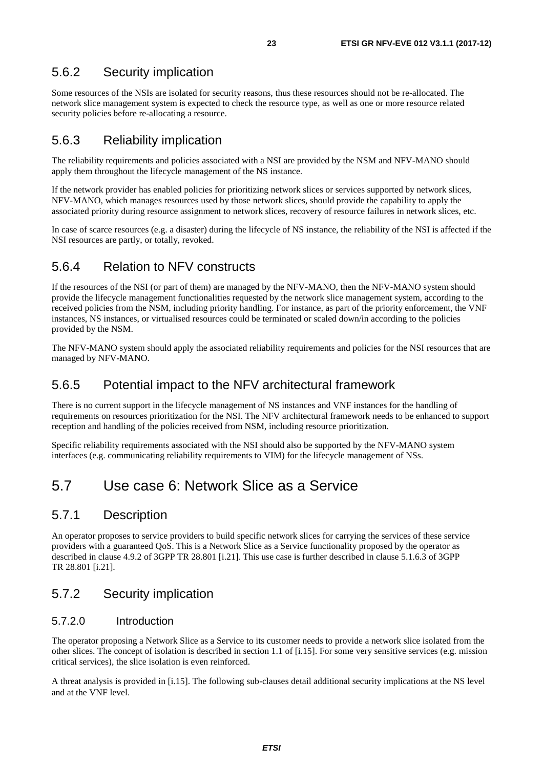### 5.6.2 Security implication

Some resources of the NSIs are isolated for security reasons, thus these resources should not be re-allocated. The network slice management system is expected to check the resource type, as well as one or more resource related security policies before re-allocating a resource.

### 5.6.3 Reliability implication

The reliability requirements and policies associated with a NSI are provided by the NSM and NFV-MANO should apply them throughout the lifecycle management of the NS instance.

If the network provider has enabled policies for prioritizing network slices or services supported by network slices, NFV-MANO, which manages resources used by those network slices, should provide the capability to apply the associated priority during resource assignment to network slices, recovery of resource failures in network slices, etc.

In case of scarce resources (e.g. a disaster) during the lifecycle of NS instance, the reliability of the NSI is affected if the NSI resources are partly, or totally, revoked.

### 5.6.4 Relation to NFV constructs

If the resources of the NSI (or part of them) are managed by the NFV-MANO, then the NFV-MANO system should provide the lifecycle management functionalities requested by the network slice management system, according to the received policies from the NSM, including priority handling. For instance, as part of the priority enforcement, the VNF instances, NS instances, or virtualised resources could be terminated or scaled down/in according to the policies provided by the NSM.

The NFV-MANO system should apply the associated reliability requirements and policies for the NSI resources that are managed by NFV-MANO.

### 5.6.5 Potential impact to the NFV architectural framework

There is no current support in the lifecycle management of NS instances and VNF instances for the handling of requirements on resources prioritization for the NSI. The NFV architectural framework needs to be enhanced to support reception and handling of the policies received from NSM, including resource prioritization.

Specific reliability requirements associated with the NSI should also be supported by the NFV-MANO system interfaces (e.g. communicating reliability requirements to VIM) for the lifecycle management of NSs.

## 5.7 Use case 6: Network Slice as a Service

### 5.7.1 Description

An operator proposes to service providers to build specific network slices for carrying the services of these service providers with a guaranteed QoS. This is a Network Slice as a Service functionality proposed by the operator as described in clause 4.9.2 of 3GPP TR 28.801 [i.21]. This use case is further described in clause 5.1.6.3 of 3GPP TR 28.801 [i.21].

### 5.7.2 Security implication

#### 5.7.2.0 Introduction

The operator proposing a Network Slice as a Service to its customer needs to provide a network slice isolated from the other slices. The concept of isolation is described in section 1.1 of [i.15]. For some very sensitive services (e.g. mission critical services), the slice isolation is even reinforced.

A threat analysis is provided in [i.15]. The following sub-clauses detail additional security implications at the NS level and at the VNF level.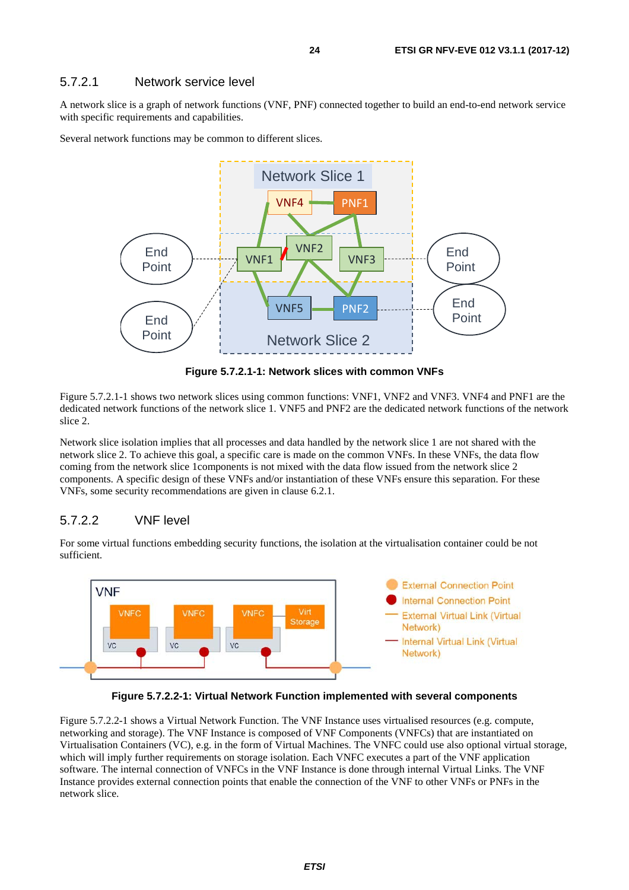#### 5.7.2.1 Network service level

A network slice is a graph of network functions (VNF, PNF) connected together to build an end-to-end network service with specific requirements and capabilities.

Several network functions may be common to different slices.

**Figure 5.7.2.1-1: Network slices with common VNFs**

Figure 5.7.2.1-1 shows two network slices using common functions: VNF1, VNF2 and VNF3. VNF4 and PNF1 are the dedicated network functions of the network slice 1. VNF5 and PNF2 are the dedicated network functions of the network slice 2.

Network slice isolation implies that all processes and data handled by the network slice 1 are not shared with the network slice 2. To achieve this goal, a specific care is made on the common VNFs. In these VNFs, the data flow coming from the network slice 1components is not mixed with the data flow issued from the network slice 2 components. A specific design of these VNFs and/or instantiation of these VNFs ensure this separation. For these VNFs, some security recommendations are given in clause 6.2.1.

#### 5.7.2.2 VNF level

For some virtual functions embedding security functions, the isolation at the virtualisation container could be not sufficient.

**Figure 5.7.2.2-1: Virtual Network Function implemented with several components**

Figure 5.7.2.2-1 shows a Virtual Network Function. The VNF Instance uses virtualised resources (e.g. compute, networking and storage). The VNF Instance is composed of VNF Components (VNFCs) that are instantiated on Virtualisation Containers (VC), e.g. in the form of Virtual Machines. The VNFC could use also optional virtual storage, which will imply further requirements on storage isolation. Each VNFC executes a part of the VNF application software. The internal connection of VNFCs in the VNF Instance is done through internal Virtual Links. The VNF Instance provides external connection points that enable the connection of the VNF to other VNFs or PNFs in the network slice.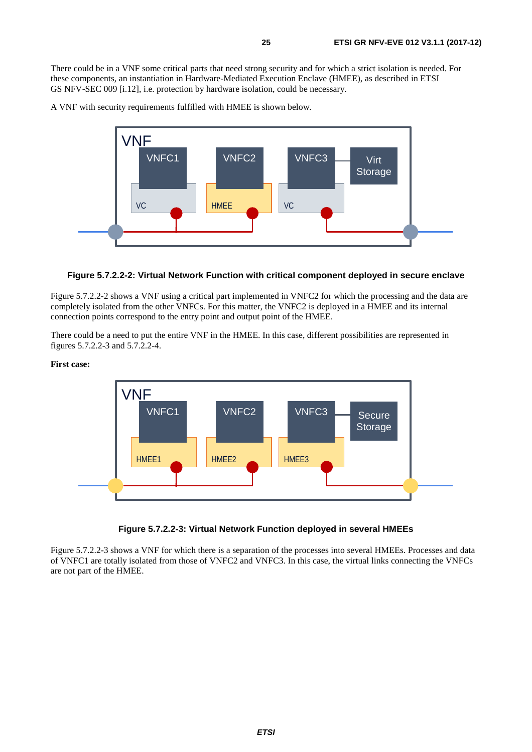There could be in a VNF some critical parts that need strong security and for which a strict isolation is needed. For these components, an instantiation in Hardware-Mediated Execution Enclave (HMEE), as described in ETSI GS NFV-SEC 009 [i.12], i.e. protection by hardware isolation, could be necessary.

A VNF with security requirements fulfilled with HMEE is shown below.

**Figure 5.7.2.2-2: Virtual Network Function with critical component deployed in secure enclave**

Figure 5.7.2.2-2 shows a VNF using a critical part implemented in VNFC2 for which the processing and the data are completely isolated from the other VNFCs. For this matter, the VNFC2 is deployed in a HMEE and its internal connection points correspond to the entry point and output point of the HMEE.

There could be a need to put the entire VNF in the HMEE. In this case, different possibilities are represented in figures 5.7.2.2-3 and 5.7.2.2-4.

**First case:**

**Figure 5.7.2.2-3: Virtual Network Function deployed in several HMEEs**

Figure 5.7.2.2-3 shows a VNF for which there is a separation of the processes into several HMEEs. Processes and data of VNFC1 are totally isolated from those of VNFC2 and VNFC3. In this case, the virtual links connecting the VNFCs are not part of the HMEE.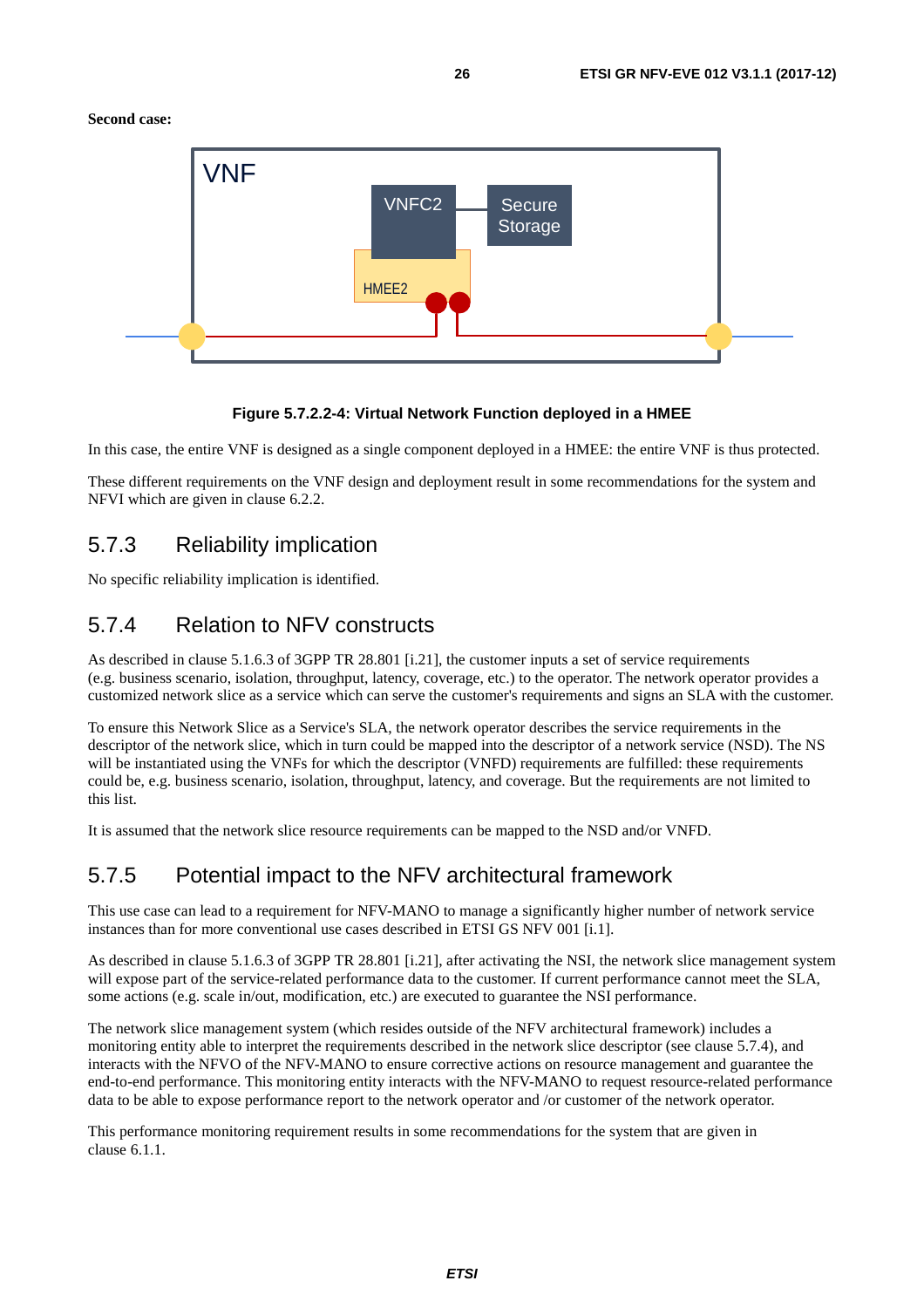**Second case:**

**Figure 5.7.2.2-4: Virtual Network Function deployed in a HMEE**

In this case, the entire VNF is designed as a single component deployed in a HMEE: the entire VNF is thus protected.

These different requirements on the VNF design and deployment result in some recommendations for the system and NFVI which are given in clause 6.2.2.

## 5.7.3 Reliability implication

No specific reliability implication is identified.

## 5.7.4 Relation to NFV constructs

As described in clause 5.1.6.3 of 3GPP TR 28.801 [i.21], the customer inputs a set of service requirements (e.g. business scenario, isolation, throughput, latency, coverage, etc.) to the operator. The network operator provides a customized network slice as a service which can serve the customer's requirements and signs an SLA with the customer.

To ensure this Network Slice as a Service's SLA, the network operator describes the service requirements in the descriptor of the network slice, which in turn could be mapped into the descriptor of a network service (NSD). The NS will be instantiated using the VNFs for which the descriptor (VNFD) requirements are fulfilled: these requirements could be, e.g. business scenario, isolation, throughput, latency, and coverage. But the requirements are not limited to this list.

It is assumed that the network slice resource requirements can be mapped to the NSD and/or VNFD.

## 5.7.5 Potential impact to the NFV architectural framework

This use case can lead to a requirement for NFV-MANO to manage a significantly higher number of network service instances than for more conventional use cases described in ETSI GS NFV 001 [i.1].

As described in clause 5.1.6.3 of 3GPP TR 28.801 [i.21], after activating the NSI, the network slice management system will expose part of the service-related performance data to the customer. If current performance cannot meet the SLA, some actions (e.g. scale in/out, modification, etc.) are executed to guarantee the NSI performance.

The network slice management system (which resides outside of the NFV architectural framework) includes a monitoring entity able to interpret the requirements described in the network slice descriptor (see clause 5.7.4), and interacts with the NFVO of the NFV-MANO to ensure corrective actions on resource management and guarantee the end-to-end performance. This monitoring entity interacts with the NFV-MANO to request resource-related performance data to be able to expose performance report to the network operator and /or customer of the network operator.

This performance monitoring requirement results in some recommendations for the system that are given in clause 6.1.1.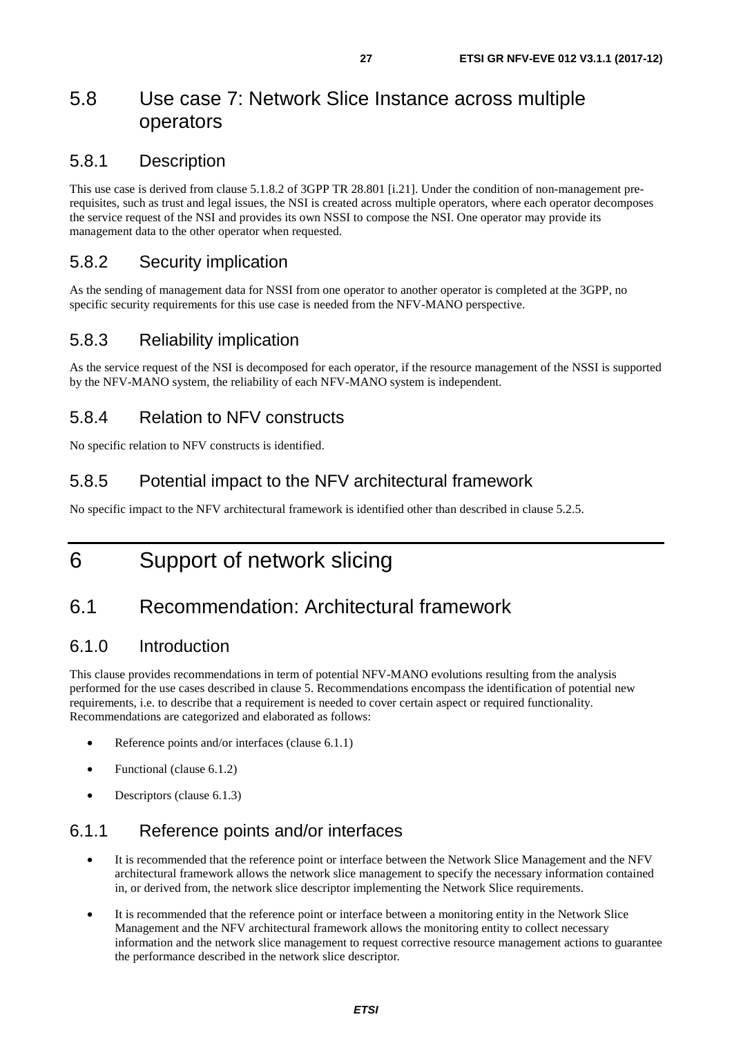## 5.8 Use case 7: Network Slice Instance across multiple operators

### 5.8.1 Description

This use case is derived from clause 5.1.8.2 of 3GPP TR 28.801 [i.21]. Under the condition of non-management pre-requisites, such as trust and legal issues, the NSI is created across multiple operators, where each operator decomposes the service request of the NSI and provides its own NSSI to compose the NSI. One operator may provide its management data to the other operator when requested.

### 5.8.2 Security implication

As the sending of management data for NSSI from one operator to another operator is completed at the 3GPP, no specific security requirements for this use case is needed from the NFV-MANO perspective.

### 5.8.3 Reliability implication

As the service request of the NSI is decomposed for each operator, if the resource management of the NSSI is supported by the NFV-MANO system, the reliability of each NFV-MANO system is independent.

### 5.8.4 Relation to NFV constructs

No specific relation to NFV constructs is identified.

### 5.8.5 Potential impact to the NFV architectural framework

No specific impact to the NFV architectural framework is identified other than described in clause 5.2.5.

# 6 Support of network slicing

## 6.1 Recommendation: Architectural framework

### 6.1.0 Introduction

This clause provides recommendations in term of potential NFV-MANO evolutions resulting from the analysis performed for the use cases described in clause 5. Recommendations encompass the identification of potential new requirements, i.e. to describe that a requirement is needed to cover certain aspect or required functionality. Recommendations are categorized and elaborated as follows:

- Reference points and/or interfaces (clause 6.1.1)
- Functional (clause 6.1.2)
- Descriptors (clause 6.1.3)

### 6.1.1 Reference points and/or interfaces

- It is recommended that the reference point or interface between the Network Slice Management and the NFV architectural framework allows the network slice management to specify the necessary information contained in, or derived from, the network slice descriptor implementing the Network Slice requirements.
- It is recommended that the reference point or interface between a monitoring entity in the Network Slice Management and the NFV architectural framework allows the monitoring entity to collect necessary information and the network slice management to request corrective resource management actions to guarantee the performance described in the network slice descriptor.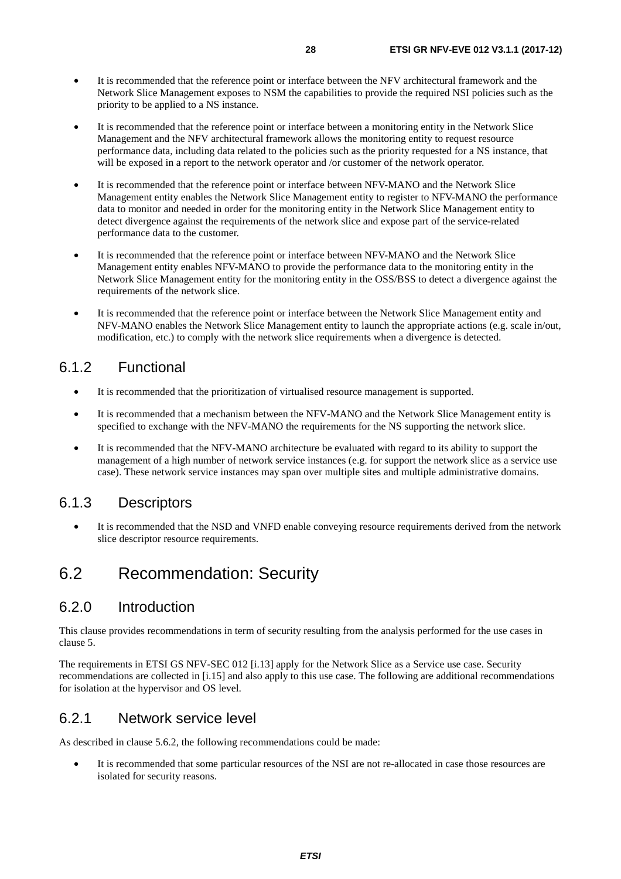- It is recommended that the reference point or interface between the NFV architectural framework and the Network Slice Management exposes to NSM the capabilities to provide the required NSI policies such as the priority to be applied to a NS instance.
- It is recommended that the reference point or interface between a monitoring entity in the Network Slice Management and the NFV architectural framework allows the monitoring entity to request resource performance data, including data related to the policies such as the priority requested for a NS instance, that will be exposed in a report to the network operator and /or customer of the network operator.
- It is recommended that the reference point or interface between NFV-MANO and the Network Slice Management entity enables the Network Slice Management entity to register to NFV-MANO the performance data to monitor and needed in order for the monitoring entity in the Network Slice Management entity to detect divergence against the requirements of the network slice and expose part of the service-related performance data to the customer.
- It is recommended that the reference point or interface between NFV-MANO and the Network Slice Management entity enables NFV-MANO to provide the performance data to the monitoring entity in the Network Slice Management entity for the monitoring entity in the OSS/BSS to detect a divergence against the requirements of the network slice.
- It is recommended that the reference point or interface between the Network Slice Management entity and NFV-MANO enables the Network Slice Management entity to launch the appropriate actions (e.g. scale in/out, modification, etc.) to comply with the network slice requirements when a divergence is detected.

### 6.1.2 Functional

- It is recommended that the prioritization of virtualised resource management is supported.
- It is recommended that a mechanism between the NFV-MANO and the Network Slice Management entity is specified to exchange with the NFV-MANO the requirements for the NS supporting the network slice.
- It is recommended that the NFV-MANO architecture be evaluated with regard to its ability to support the management of a high number of network service instances (e.g. for support the network slice as a service use case). These network service instances may span over multiple sites and multiple administrative domains.

### 6.1.3 Descriptors

- It is recommended that the NSD and VNFD enable conveying resource requirements derived from the network slice descriptor resource requirements.

## 6.2 Recommendation: Security

### 6.2.0 Introduction

This clause provides recommendations in term of security resulting from the analysis performed for the use cases in clause 5.

The requirements in ETSI GS NFV-SEC 012 [i.13] apply for the Network Slice as a Service use case. Security recommendations are collected in [i.15] and also apply to this use case. The following are additional recommendations for isolation at the hypervisor and OS level.

### 6.2.1 Network service level

As described in clause 5.6.2, the following recommendations could be made:

- It is recommended that some particular resources of the NSI are not re-allocated in case those resources are isolated for security reasons.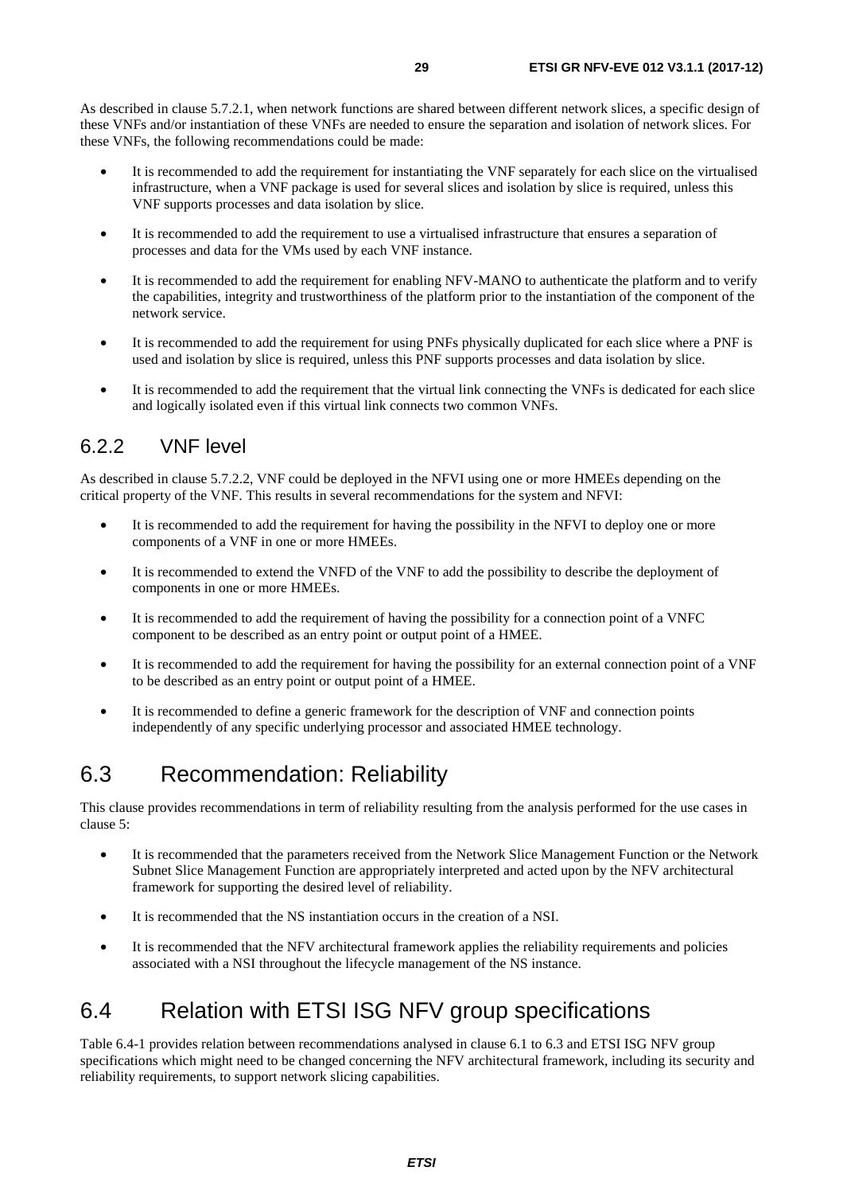As described in clause 5.7.2.1, when network functions are shared between different network slices, a specific design of these VNFs and/or instantiation of these VNFs are needed to ensure the separation and isolation of network slices. For these VNFs, the following recommendations could be made:

- It is recommended to add the requirement for instantiating the VNF separately for each slice on the virtualised infrastructure, when a VNF package is used for several slices and isolation by slice is required, unless this VNF supports processes and data isolation by slice.
- It is recommended to add the requirement to use a virtualised infrastructure that ensures a separation of processes and data for the VMs used by each VNF instance.
- It is recommended to add the requirement for enabling NFV-MANO to authenticate the platform and to verify the capabilities, integrity and trustworthiness of the platform prior to the instantiation of the component of the network service.
- It is recommended to add the requirement for using PNFs physically duplicated for each slice where a PNF is used and isolation by slice is required, unless this PNF supports processes and data isolation by slice.
- It is recommended to add the requirement that the virtual link connecting the VNFs is dedicated for each slice and logically isolated even if this virtual link connects two common VNFs.

### 6.2.2 VNF level

As described in clause 5.7.2.2, VNF could be deployed in the NFVI using one or more HMEEs depending on the critical property of the VNF. This results in several recommendations for the system and NFVI:

- It is recommended to add the requirement for having the possibility in the NFVI to deploy one or more components of a VNF in one or more HMEEs.
- It is recommended to extend the VNFD of the VNF to add the possibility to describe the deployment of components in one or more HMEEs.
- It is recommended to add the requirement of having the possibility for a connection point of a VNFC component to be described as an entry point or output point of a HMEE.
- It is recommended to add the requirement for having the possibility for an external connection point of a VNF to be described as an entry point or output point of a HMEE.
- It is recommended to define a generic framework for the description of VNF and connection points independently of any specific underlying processor and associated HMEE technology.

## 6.3 Recommendation: Reliability

This clause provides recommendations in term of reliability resulting from the analysis performed for the use cases in clause 5:

- It is recommended that the parameters received from the Network Slice Management Function or the Network Subnet Slice Management Function are appropriately interpreted and acted upon by the NFV architectural framework for supporting the desired level of reliability.
- It is recommended that the NS instantiation occurs in the creation of a NSI.
- It is recommended that the NFV architectural framework applies the reliability requirements and policies associated with a NSI throughout the lifecycle management of the NS instance.

## 6.4 Relation with ETSI ISG NFV group specifications

Table 6.4-1 provides relation between recommendations analysed in clause 6.1 to 6.3 and ETSI ISG NFV group specifications which might need to be changed concerning the NFV architectural framework, including its security and reliability requirements, to support network slicing capabilities.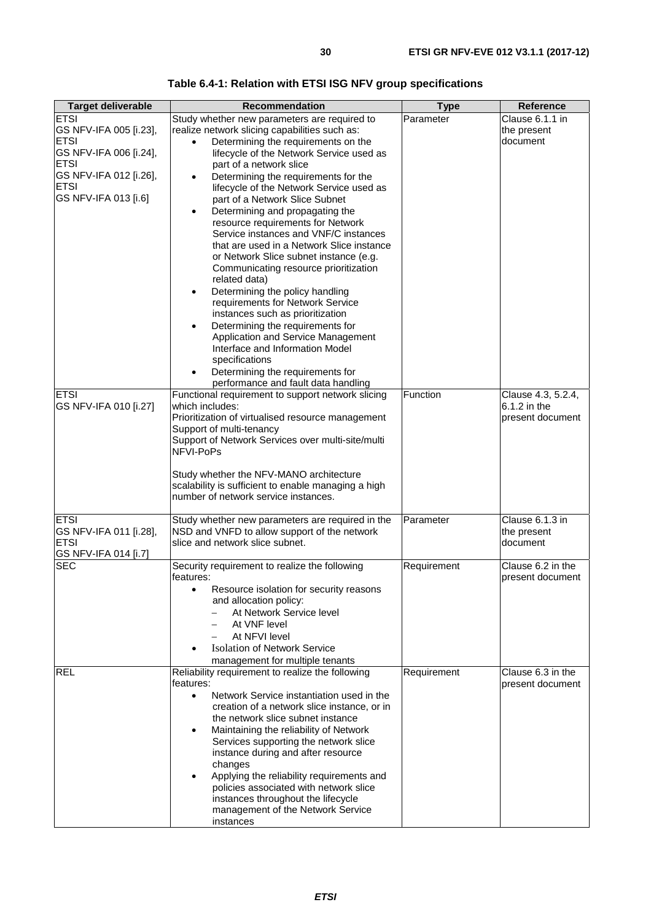**Table 6.4-1: Relation with ETSI ISG NFV group specifications**

| Target deliverable | Recommendation | Type | Reference |
| --- | --- | --- | --- |
| ETSI GS NFV-IFA 005 [i.23], ETSI GS NFV-IFA 006 [i.24], ETSI GS NFV-IFA 012 [i.26], ETSI GS NFV-IFA 013 [i.6] | Study whether new parameters are required to realize network slicing capabilities such as:<br>• Determining the requirements on the lifecycle of the Network Service used as part of a network slice<br>• Determining the requirements for the lifecycle of the Network Service used as part of a Network Slice Subnet<br>• Determining and propagating the resource requirements for Network Service instances and VNF/C instances that are used in a Network Slice instance or Network Slice subnet instance (e.g. Communicating resource prioritization related data)<br>• Determining the policy handling requirements for Network Service instances such as prioritization<br>• Determining the requirements for Application and Service Management Interface and Information Model specifications<br>• Determining the requirements for performance and fault data handling | Parameter | Clause 6.1.1 in the present document |
| ETSI GS NFV-IFA 010 [i.27] | Functional requirement to support network slicing which includes:<br>Prioritization of virtualised resource management<br>Support of multi-tenancy<br>Support of Network Services over multi-site/multi NFVI-PoPs<br><br>Study whether the NFV-MANO architecture scalability is sufficient to enable managing a high number of network service instances. | Function | Clause 4.3, 5.2.4, 6.1.2 in the present document |
| ETSI GS NFV-IFA 011 [i.28], ETSI GS NFV-IFA 014 [i.7] | Study whether new parameters are required in the NSD and VNFD to allow support of the network slice and network slice subnet. | Parameter | Clause 6.1.3 in the present document |
| SEC | Security requirement to realize the following features:<br>• Resource isolation for security reasons and allocation policy:<br>– At Network Service level<br>– At VNF level<br>– At NFVI level<br>• Isolation of Network Service management for multiple tenants | Requirement | Clause 6.2 in the present document |
| REL | Reliability requirement to realize the following features:<br>• Network Service instantiation used in the creation of a network slice instance, or in the network slice subnet instance<br>• Maintaining the reliability of Network Services supporting the network slice instance during and after resource changes<br>• Applying the reliability requirements and policies associated with network slice instances throughout the lifecycle management of the Network Service instances | Requirement | Clause 6.3 in the present document |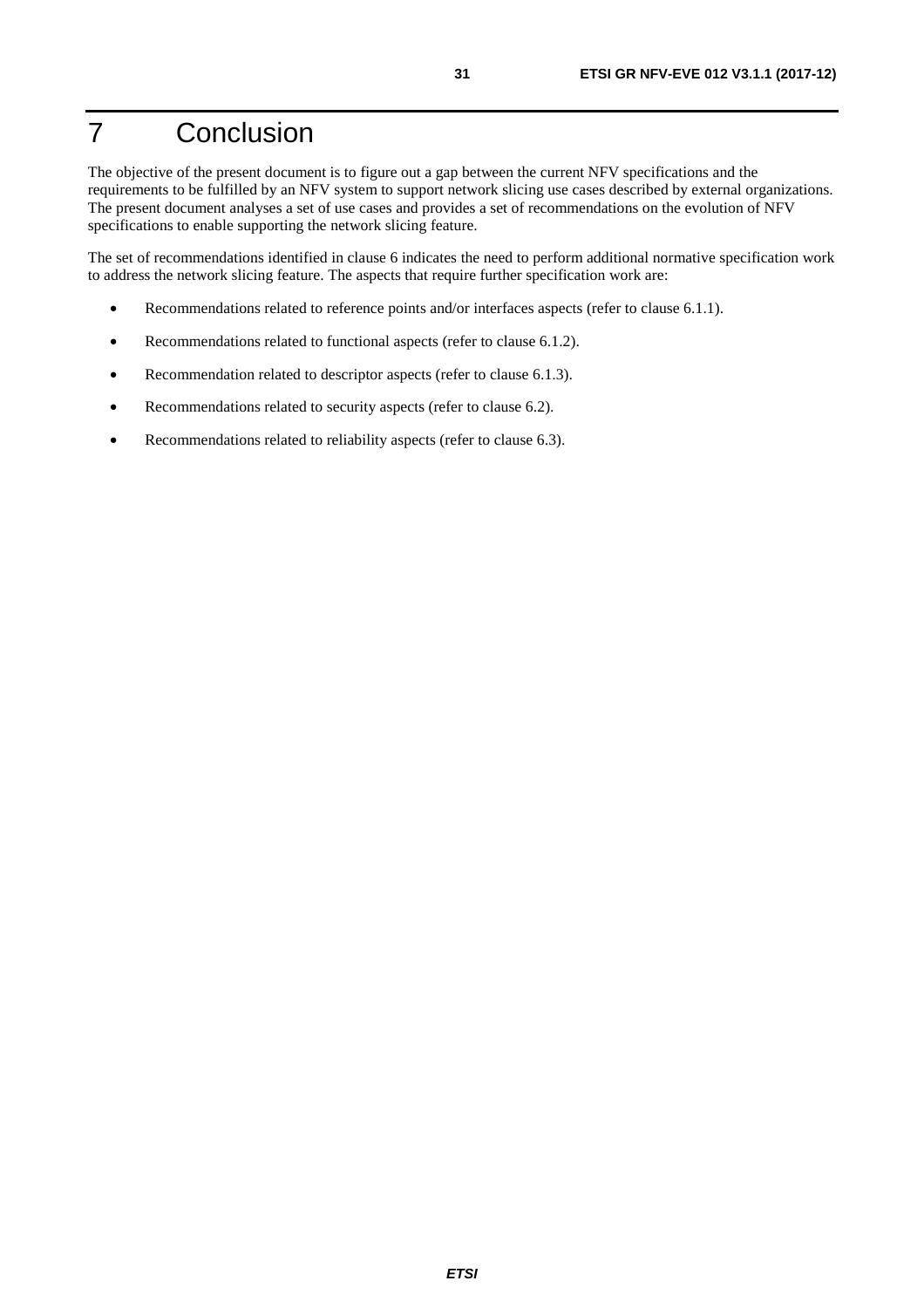# 7 Conclusion

The objective of the present document is to figure out a gap between the current NFV specifications and the requirements to be fulfilled by an NFV system to support network slicing use cases described by external organizations. The present document analyses a set of use cases and provides a set of recommendations on the evolution of NFV specifications to enable supporting the network slicing feature.

The set of recommendations identified in clause 6 indicates the need to perform additional normative specification work to address the network slicing feature. The aspects that require further specification work are:

- Recommendations related to reference points and/or interfaces aspects (refer to clause 6.1.1).
- Recommendations related to functional aspects (refer to clause 6.1.2).
- Recommendation related to descriptor aspects (refer to clause 6.1.3).
- Recommendations related to security aspects (refer to clause 6.2).
- Recommendations related to reliability aspects (refer to clause 6.3).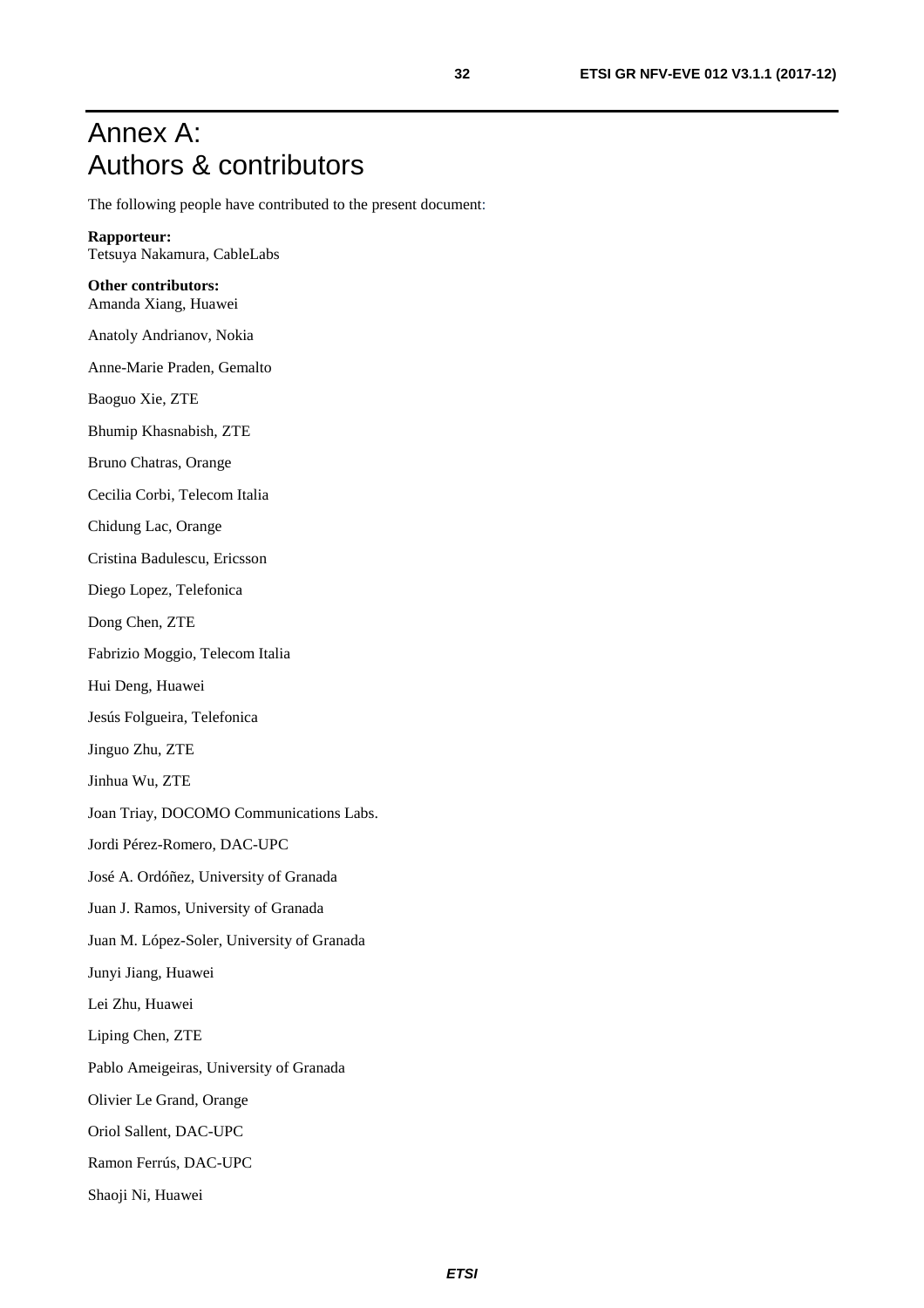# Annex A: Authors & contributors

The following people have contributed to the present document:

**Rapporteur:**
Tetsuya Nakamura, CableLabs

**Other contributors:**
Amanda Xiang, Huawei

Anatoly Andrianov, Nokia

Anne-Marie Praden, Gemalto

Baoguo Xie, ZTE

Bhumip Khasnabish, ZTE

Bruno Chatras, Orange

Cecilia Corbi, Telecom Italia

Chidung Lac, Orange

Cristina Badulescu, Ericsson

Diego Lopez, Telefonica

Dong Chen, ZTE

Fabrizio Moggio, Telecom Italia

Hui Deng, Huawei

Jesús Folgueira, Telefonica

Jinguo Zhu, ZTE

Jinhua Wu, ZTE

Joan Triay, DOCOMO Communications Labs.

Jordi Pérez-Romero, DAC-UPC

José A. Ordóñez, University of Granada

Juan J. Ramos, University of Granada

Juan M. López-Soler, University of Granada

Junyi Jiang, Huawei

Lei Zhu, Huawei

Liping Chen, ZTE

Pablo Ameigeiras, University of Granada

Olivier Le Grand, Orange

Oriol Sallent, DAC-UPC

Ramon Ferrús, DAC-UPC

Shaoji Ni, Huawei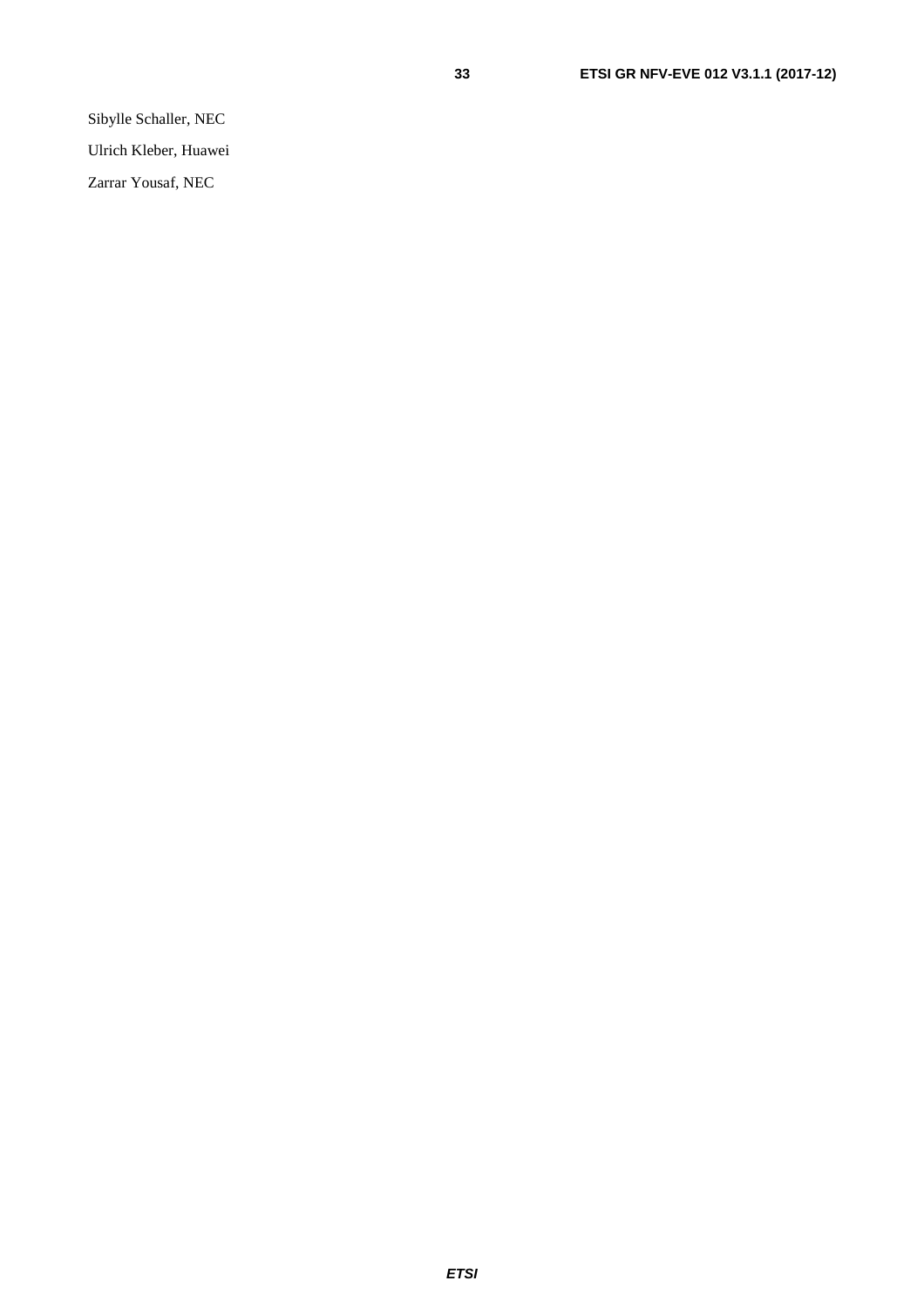Sibylle Schaller, NEC

Ulrich Kleber, Huawei

Zarrar Yousaf, NEC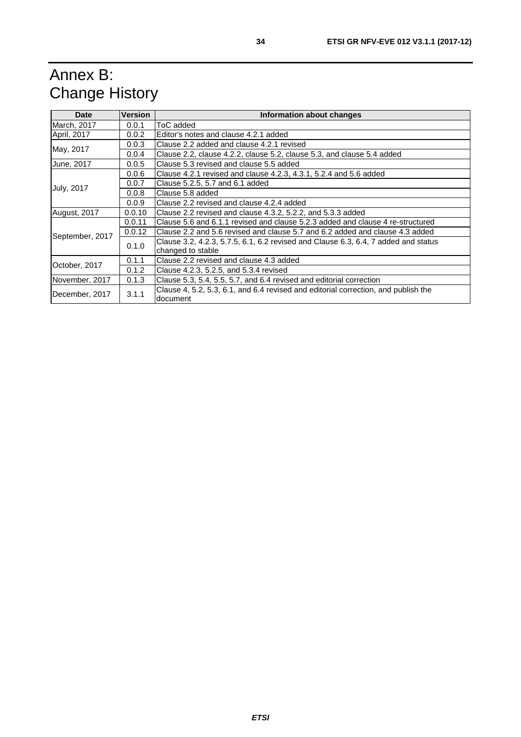# Annex B: Change History

| Date | Version | Information about changes |
|---|---|---|
| March, 2017 | 0.0.1 | ToC added |
| April, 2017 | 0.0.2 | Editor's notes and clause 4.2.1 added |
| May, 2017 | 0.0.3 | Clause 2.2 added and clause 4.2.1 revised |
| | 0.0.4 | Clause 2.2, clause 4.2.2, clause 5.2, clause 5.3, and clause 5.4 added |
| June, 2017 | 0.0.5 | Clause 5.3 revised and clause 5.5 added |
| July, 2017 | 0.0.6 | Clause 4.2.1 revised and clause 4.2.3, 4.3.1, 5.2.4 and 5.6 added |
| | 0.0.7 | Clause 5.2.5, 5.7 and 6.1 added |
| | 0.0.8 | Clause 5.8 added |
| | 0.0.9 | Clause 2.2 revised and clause 4.2.4 added |
| August, 2017 | 0.0.10 | Clause 2.2 revised and clause 4.3.2, 5.2.2, and 5.3.3 added |
| September, 2017 | 0.0.11 | Clause 5.6 and 6.1.1 revised and clause 5.2.3 added and clause 4 re-structured |
| | 0.0.12 | Clause 2.2 and 5.6 revised and clause 5.7 and 6.2 added and clause 4.3 added |
| | 0.1.0 | Clause 3.2, 4.2.3, 5.7.5, 6.1, 6.2 revised and Clause 6.3, 6.4, 7 added and status changed to stable |
| October, 2017 | 0.1.1 | Clause 2.2 revised and clause 4.3 added |
| | 0.1.2 | Clause 4.2.3, 5.2.5, and 5.3.4 revised |
| November, 2017 | 0.1.3 | Clause 5.3, 5.4, 5.5, 5.7, and 6.4 revised and editorial correction |
| December, 2017 | 3.1.1 | Clause 4, 5.2, 5.3, 6.1, and 6.4 revised and editorial correction, and publish the document |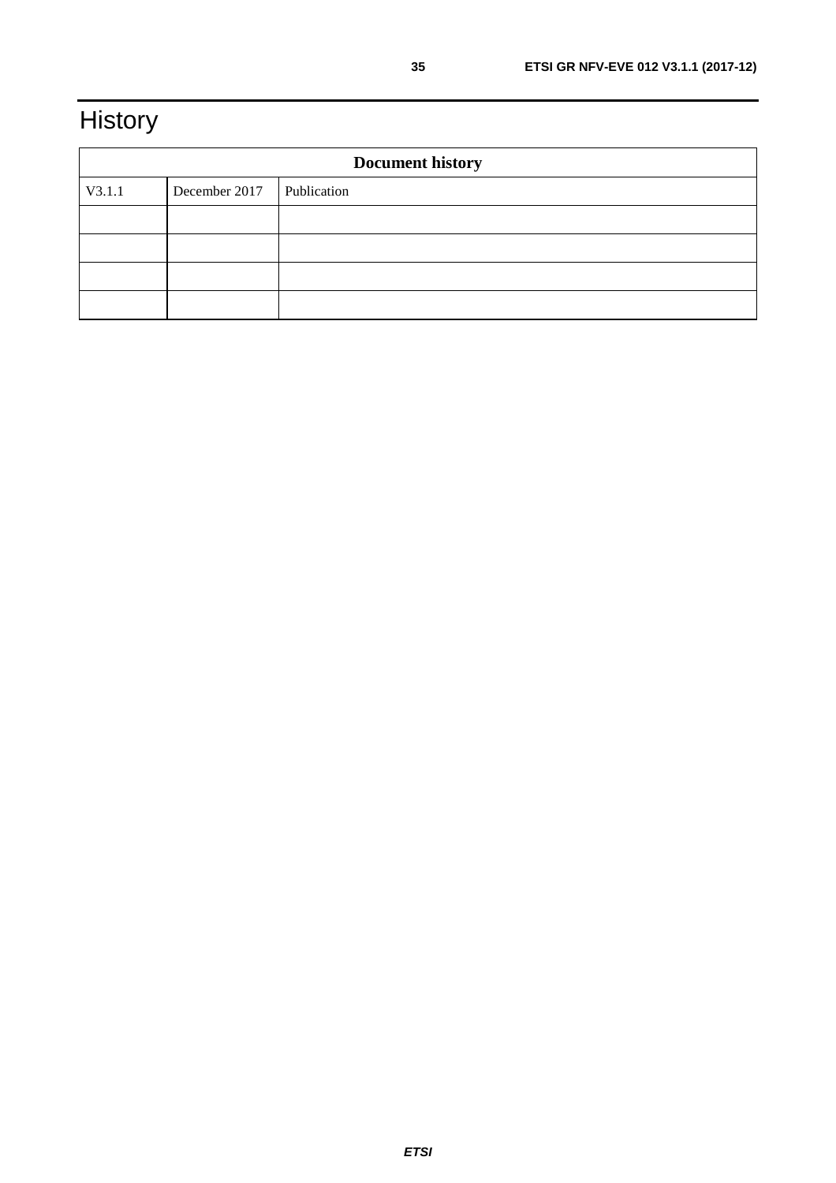# History

| Document history | | |
|---|---|---|
| V3.1.1 | December 2017 | Publication |
| | | |
| | | |
| | | |
| | | |